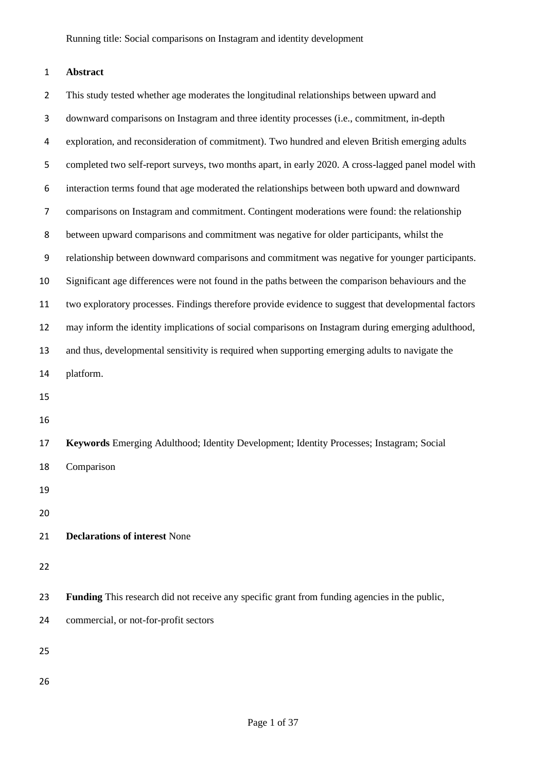## Abstract

This study tested whether age moderates the longitudinal relationships between upward and downward comparisons on Instagram and three identity processes (i.e., commitment, in-depth exploration, and reconsideration of commitment). Two hundred and eleven British emerging adults completed two self-report surveys, two months apart, in early 2020. A cross-lagged panel model with interaction terms found that age moderated the relationships between both upward and downward comparisons on Instagram and commitment. Contingent moderations were found: the relationship between upward comparisons and commitment was negative for older participants, whilst the relationship between downward comparisons and commitment was negative for younger participants. Significant age differences were not found in the paths between the comparison behaviours and the two exploratory processes. Findings therefore provide evidence to suggest that developmental factors may inform the identity implications of social comparisons on Instagram during emerging adulthood, and thus, developmental sensitivity is required when supporting emerging adults to navigate the platform.

**Keywords** Emerging Adulthood; Identity Development; Identity Processes; Instagram; Social Comparison

**Declarations of interest** None

**Funding** This research did not receive any specific grant from funding agencies in the public, commercial, or not-for-profit sectors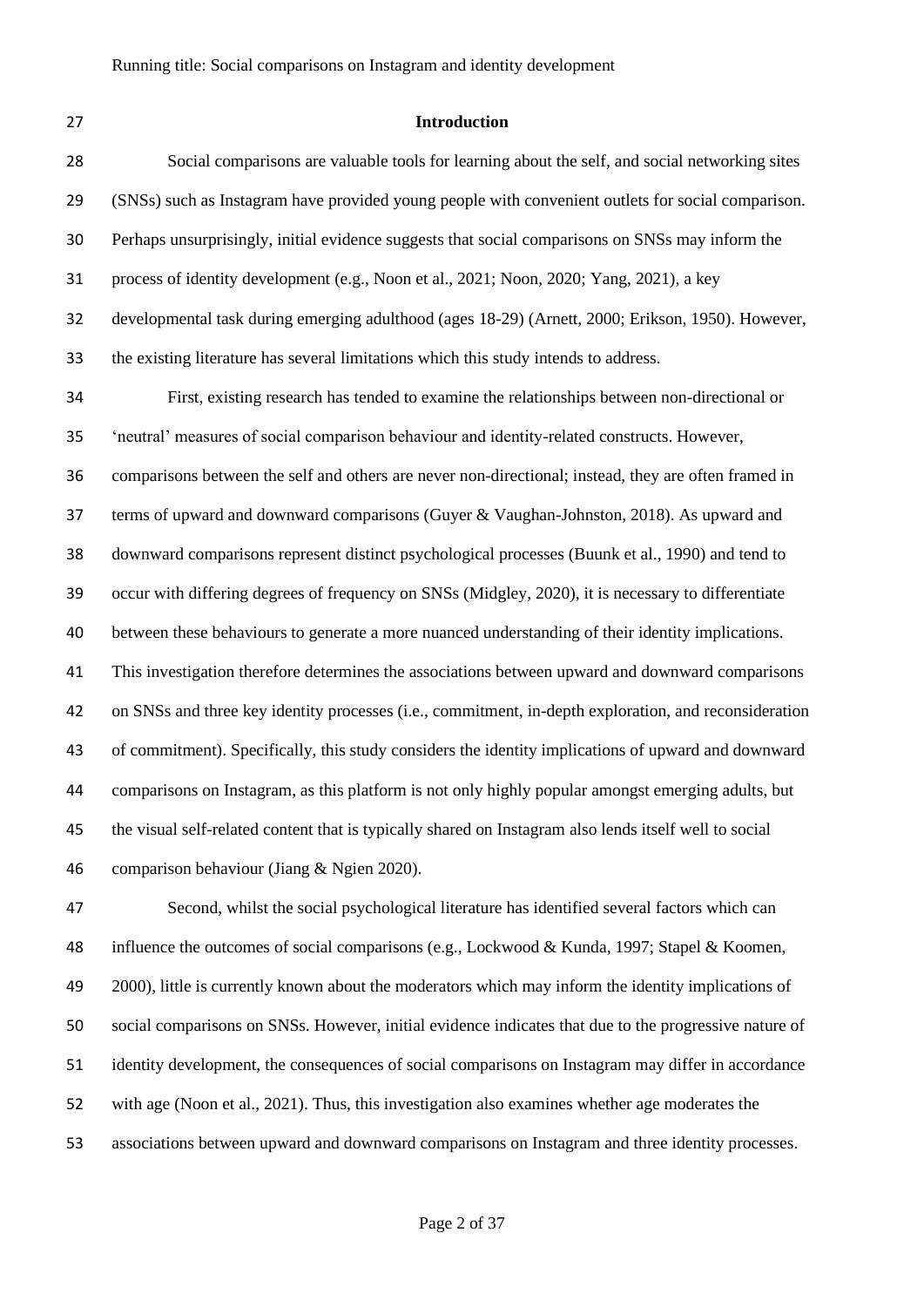## Introduction

Social comparisons are valuable tools for learning about the self, and social networking sites (SNSs) such as Instagram have provided young people with convenient outlets for social comparison. Perhaps unsurprisingly, initial evidence suggests that social comparisons on SNSs may inform the process of identity development (e.g., Noon et al., 2021; Noon, 2020; Yang, 2021), a key developmental task during emerging adulthood (ages 18-29) (Arnett, 2000; Erikson, 1950). However, the existing literature has several limitations which this study intends to address.

First, existing research has tended to examine the relationships between non-directional or 'neutral' measures of social comparison behaviour and identity-related constructs. However, comparisons between the self and others are never non-directional; instead, they are often framed in terms of upward and downward comparisons (Guyer & Vaughan-Johnston, 2018). As upward and downward comparisons represent distinct psychological processes (Buunk et al., 1990) and tend to occur with differing degrees of frequency on SNSs (Midgley, 2020), it is necessary to differentiate between these behaviours to generate a more nuanced understanding of their identity implications. This investigation therefore determines the associations between upward and downward comparisons on SNSs and three key identity processes (i.e., commitment, in-depth exploration, and reconsideration of commitment). Specifically, this study considers the identity implications of upward and downward comparisons on Instagram, as this platform is not only highly popular amongst emerging adults, but the visual self-related content that is typically shared on Instagram also lends itself well to social comparison behaviour (Jiang & Ngien 2020).

Second, whilst the social psychological literature has identified several factors which can influence the outcomes of social comparisons (e.g., Lockwood & Kunda, 1997; Stapel & Koomen, 2000), little is currently known about the moderators which may inform the identity implications of social comparisons on SNSs. However, initial evidence indicates that due to the progressive nature of identity development, the consequences of social comparisons on Instagram may differ in accordance with age (Noon et al., 2021). Thus, this investigation also examines whether age moderates the associations between upward and downward comparisons on Instagram and three identity processes.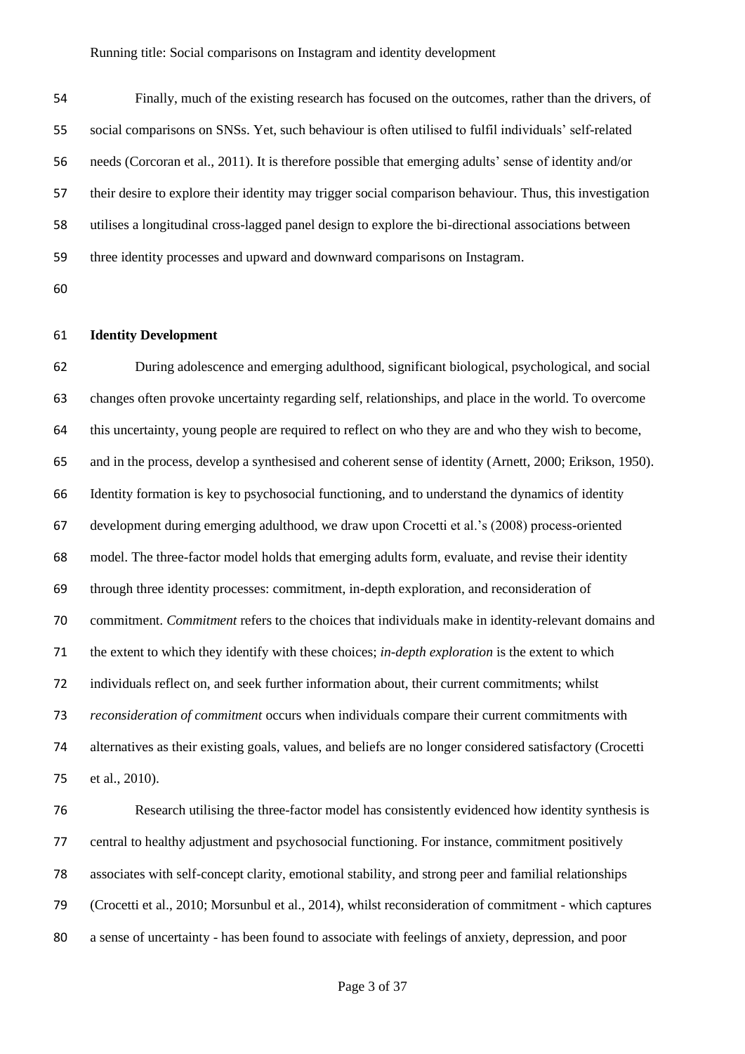Finally, much of the existing research has focused on the outcomes, rather than the drivers, of social comparisons on SNSs. Yet, such behaviour is often utilised to fulfil individuals' self-related needs (Corcoran et al., 2011). It is therefore possible that emerging adults' sense of identity and/or their desire to explore their identity may trigger social comparison behaviour. Thus, this investigation utilises a longitudinal cross-lagged panel design to explore the bi-directional associations between three identity processes and upward and downward comparisons on Instagram.

## Identity Development

During adolescence and emerging adulthood, significant biological, psychological, and social changes often provoke uncertainty regarding self, relationships, and place in the world. To overcome this uncertainty, young people are required to reflect on who they are and who they wish to become, and in the process, develop a synthesised and coherent sense of identity (Arnett, 2000; Erikson, 1950). Identity formation is key to psychosocial functioning, and to understand the dynamics of identity development during emerging adulthood, we draw upon Crocetti et al.'s (2008) process-oriented model. The three-factor model holds that emerging adults form, evaluate, and revise their identity through three identity processes: commitment, in-depth exploration, and reconsideration of commitment. *Commitment* refers to the choices that individuals make in identity-relevant domains and the extent to which they identify with these choices; *in-depth exploration* is the extent to which individuals reflect on, and seek further information about, their current commitments; whilst *reconsideration of commitment* occurs when individuals compare their current commitments with alternatives as their existing goals, values, and beliefs are no longer considered satisfactory (Crocetti et al., 2010).

Research utilising the three-factor model has consistently evidenced how identity synthesis is central to healthy adjustment and psychosocial functioning. For instance, commitment positively associates with self-concept clarity, emotional stability, and strong peer and familial relationships (Crocetti et al., 2010; Morsunbul et al., 2014), whilst reconsideration of commitment - which captures a sense of uncertainty - has been found to associate with feelings of anxiety, depression, and poor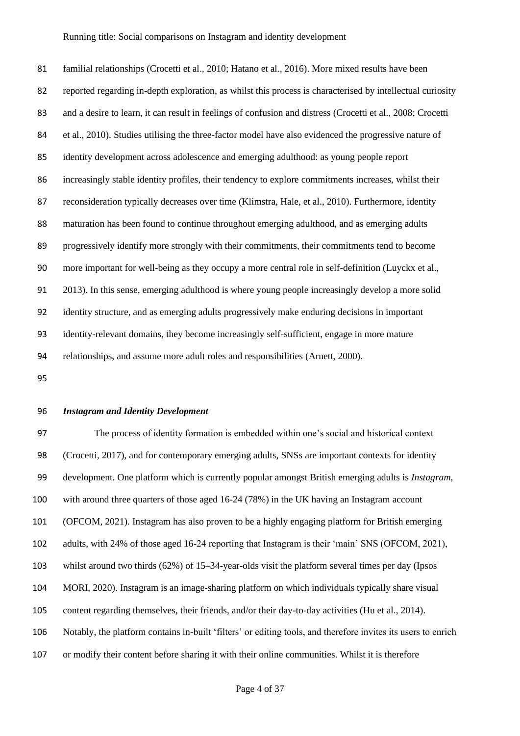familial relationships (Crocetti et al., 2010; Hatano et al., 2016). More mixed results have been reported regarding in-depth exploration, as whilst this process is characterised by intellectual curiosity and a desire to learn, it can result in feelings of confusion and distress (Crocetti et al., 2008; Crocetti et al., 2010). Studies utilising the three-factor model have also evidenced the progressive nature of identity development across adolescence and emerging adulthood: as young people report increasingly stable identity profiles, their tendency to explore commitments increases, whilst their reconsideration typically decreases over time (Klimstra, Hale, et al., 2010). Furthermore, identity maturation has been found to continue throughout emerging adulthood, and as emerging adults progressively identify more strongly with their commitments, their commitments tend to become more important for well-being as they occupy a more central role in self-definition (Luyckx et al., 2013). In this sense, emerging adulthood is where young people increasingly develop a more solid identity structure, and as emerging adults progressively make enduring decisions in important identity-relevant domains, they become increasingly self-sufficient, engage in more mature relationships, and assume more adult roles and responsibilities (Arnett, 2000).

### *Instagram and Identity Development*

The process of identity formation is embedded within one's social and historical context (Crocetti, 2017), and for contemporary emerging adults, SNSs are important contexts for identity development. One platform which is currently popular amongst British emerging adults is *Instagram*, with around three quarters of those aged 16-24 (78%) in the UK having an Instagram account (OFCOM, 2021). Instagram has also proven to be a highly engaging platform for British emerging adults, with 24% of those aged 16-24 reporting that Instagram is their 'main' SNS (OFCOM, 2021), whilst around two thirds (62%) of 15–34-year-olds visit the platform several times per day (Ipsos MORI, 2020). Instagram is an image-sharing platform on which individuals typically share visual content regarding themselves, their friends, and/or their day-to-day activities (Hu et al., 2014). Notably, the platform contains in-built 'filters' or editing tools, and therefore invites its users to enrich or modify their content before sharing it with their online communities. Whilst it is therefore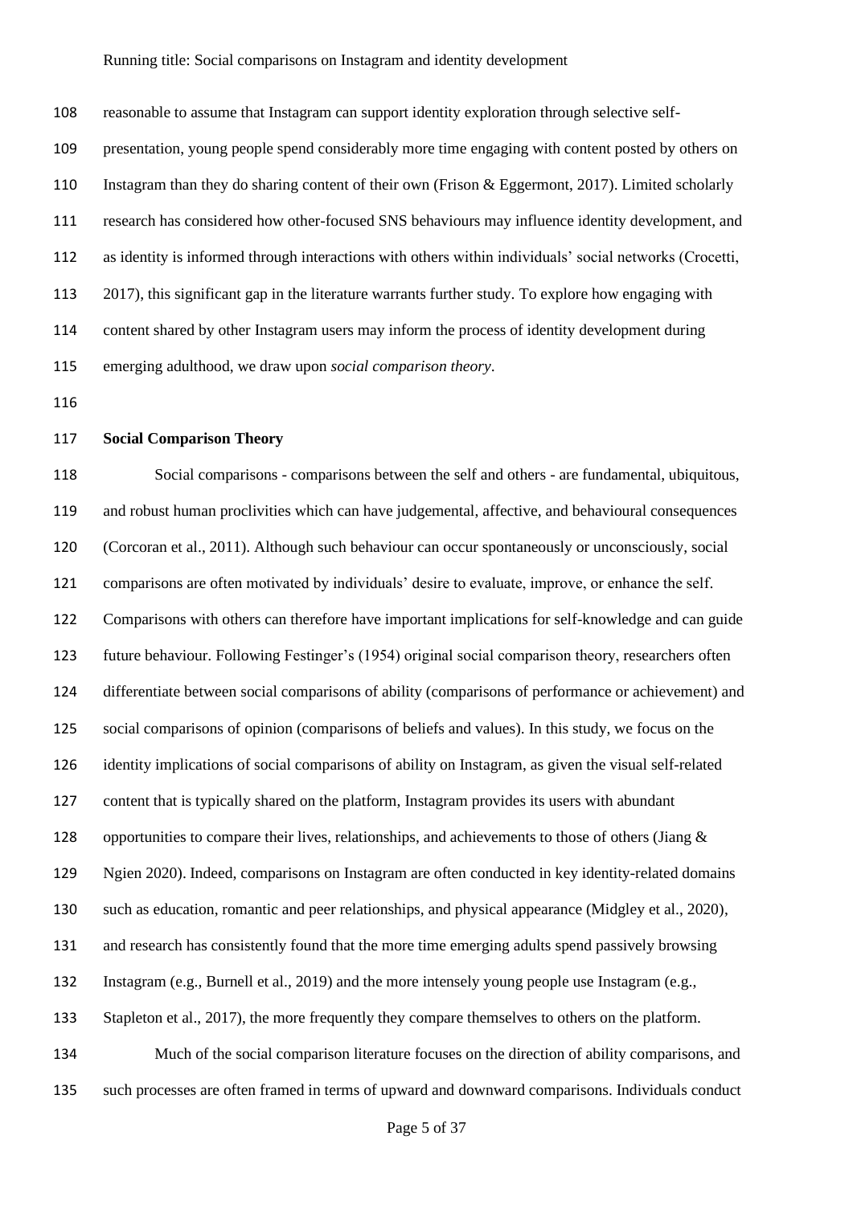reasonable to assume that Instagram can support identity exploration through selective self-presentation, young people spend considerably more time engaging with content posted by others on Instagram than they do sharing content of their own (Frison & Eggermont, 2017). Limited scholarly research has considered how other-focused SNS behaviours may influence identity development, and as identity is informed through interactions with others within individuals' social networks (Crocetti, 2017), this significant gap in the literature warrants further study. To explore how engaging with content shared by other Instagram users may inform the process of identity development during emerging adulthood, we draw upon *social comparison theory*.

**Social Comparison Theory**

Social comparisons - comparisons between the self and others - are fundamental, ubiquitous, and robust human proclivities which can have judgemental, affective, and behavioural consequences (Corcoran et al., 2011). Although such behaviour can occur spontaneously or unconsciously, social comparisons are often motivated by individuals' desire to evaluate, improve, or enhance the self. Comparisons with others can therefore have important implications for self-knowledge and can guide future behaviour. Following Festinger's (1954) original social comparison theory, researchers often differentiate between social comparisons of ability (comparisons of performance or achievement) and social comparisons of opinion (comparisons of beliefs and values). In this study, we focus on the identity implications of social comparisons of ability on Instagram, as given the visual self-related content that is typically shared on the platform, Instagram provides its users with abundant opportunities to compare their lives, relationships, and achievements to those of others (Jiang & Ngien 2020). Indeed, comparisons on Instagram are often conducted in key identity-related domains such as education, romantic and peer relationships, and physical appearance (Midgley et al., 2020), and research has consistently found that the more time emerging adults spend passively browsing Instagram (e.g., Burnell et al., 2019) and the more intensely young people use Instagram (e.g., Stapleton et al., 2017), the more frequently they compare themselves to others on the platform.

Much of the social comparison literature focuses on the direction of ability comparisons, and such processes are often framed in terms of upward and downward comparisons. Individuals conduct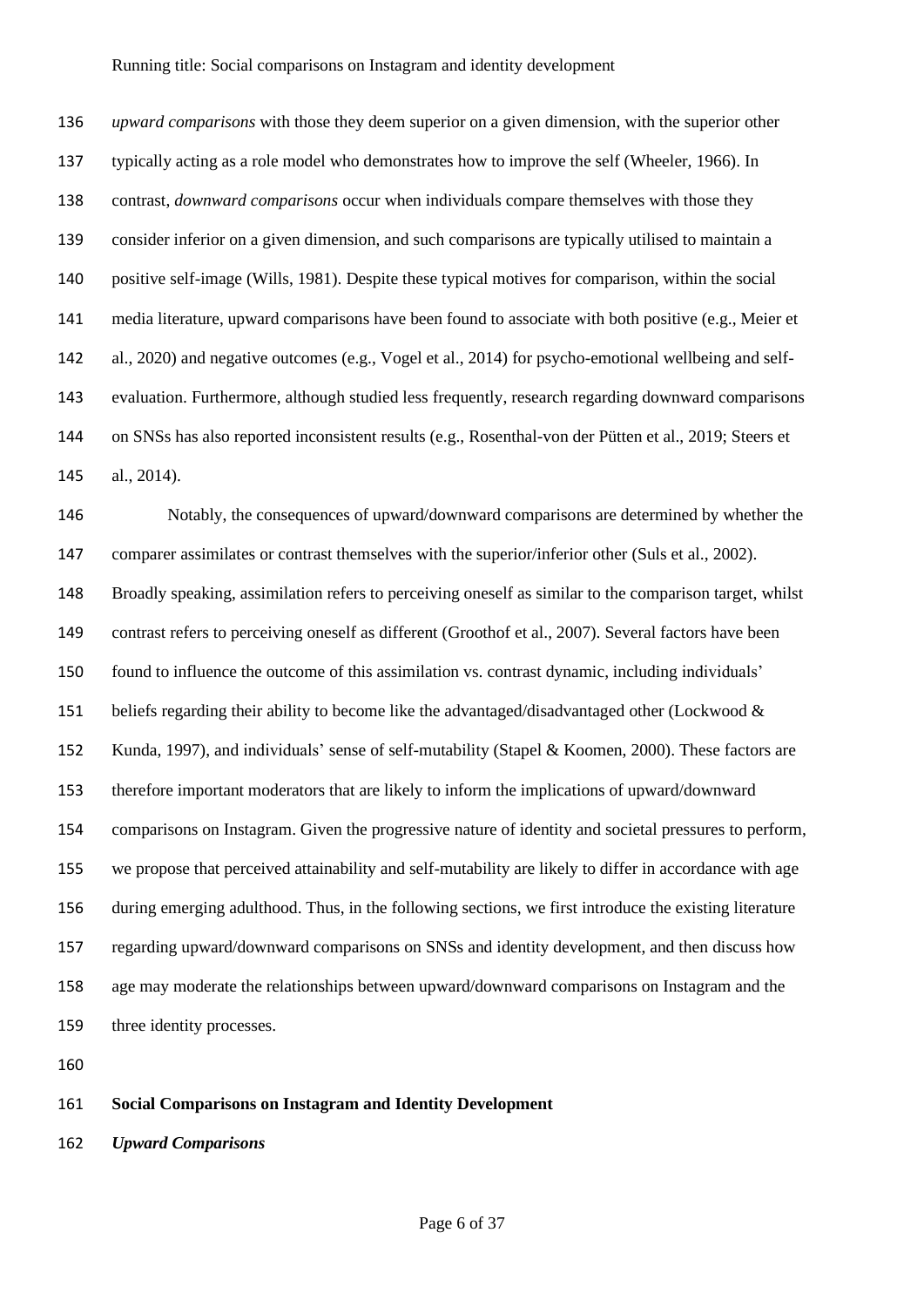*upward comparisons* with those they deem superior on a given dimension, with the superior other typically acting as a role model who demonstrates how to improve the self (Wheeler, 1966). In contrast, *downward comparisons* occur when individuals compare themselves with those they consider inferior on a given dimension, and such comparisons are typically utilised to maintain a positive self-image (Wills, 1981). Despite these typical motives for comparison, within the social media literature, upward comparisons have been found to associate with both positive (e.g., Meier et al., 2020) and negative outcomes (e.g., Vogel et al., 2014) for psycho-emotional wellbeing and self-evaluation. Furthermore, although studied less frequently, research regarding downward comparisons on SNSs has also reported inconsistent results (e.g., Rosenthal-von der Pütten et al., 2019; Steers et al., 2014).

Notably, the consequences of upward/downward comparisons are determined by whether the comparer assimilates or contrast themselves with the superior/inferior other (Suls et al., 2002). Broadly speaking, assimilation refers to perceiving oneself as similar to the comparison target, whilst contrast refers to perceiving oneself as different (Groothof et al., 2007). Several factors have been found to influence the outcome of this assimilation vs. contrast dynamic, including individuals' beliefs regarding their ability to become like the advantaged/disadvantaged other (Lockwood & Kunda, 1997), and individuals' sense of self-mutability (Stapel & Koomen, 2000). These factors are therefore important moderators that are likely to inform the implications of upward/downward comparisons on Instagram. Given the progressive nature of identity and societal pressures to perform, we propose that perceived attainability and self-mutability are likely to differ in accordance with age during emerging adulthood. Thus, in the following sections, we first introduce the existing literature regarding upward/downward comparisons on SNSs and identity development, and then discuss how age may moderate the relationships between upward/downward comparisons on Instagram and the three identity processes.

## Social Comparisons on Instagram and Identity Development

### *Upward Comparisons*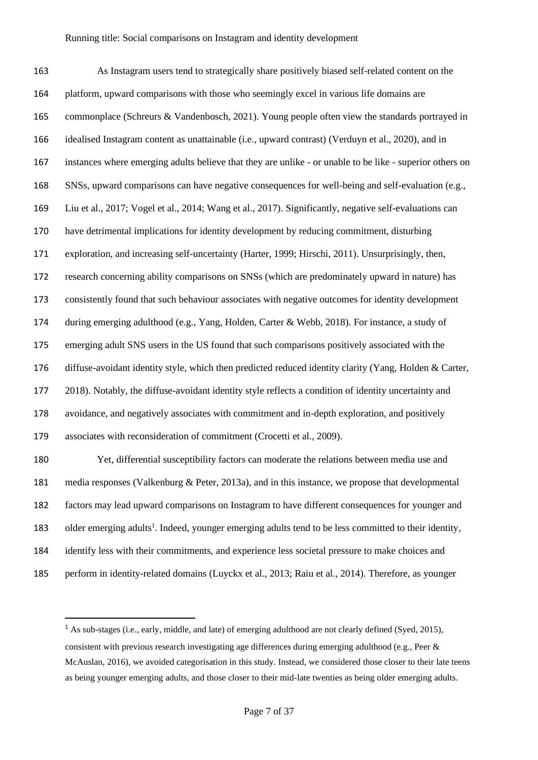As Instagram users tend to strategically share positively biased self-related content on the platform, upward comparisons with those who seemingly excel in various life domains are commonplace (Schreurs & Vandenbosch, 2021). Young people often view the standards portrayed in idealised Instagram content as unattainable (i.e., upward contrast) (Verduyn et al., 2020), and in instances where emerging adults believe that they are unlike - or unable to be like - superior others on SNSs, upward comparisons can have negative consequences for well-being and self-evaluation (e.g., Liu et al., 2017; Vogel et al., 2014; Wang et al., 2017). Significantly, negative self-evaluations can have detrimental implications for identity development by reducing commitment, disturbing exploration, and increasing self-uncertainty (Harter, 1999; Hirschi, 2011). Unsurprisingly, then, research concerning ability comparisons on SNSs (which are predominately upward in nature) has consistently found that such behaviour associates with negative outcomes for identity development during emerging adulthood (e.g., Yang, Holden, Carter & Webb, 2018). For instance, a study of emerging adult SNS users in the US found that such comparisons positively associated with the diffuse-avoidant identity style, which then predicted reduced identity clarity (Yang, Holden & Carter, 2018). Notably, the diffuse-avoidant identity style reflects a condition of identity uncertainty and avoidance, and negatively associates with commitment and in-depth exploration, and positively associates with reconsideration of commitment (Crocetti et al., 2009).

Yet, differential susceptibility factors can moderate the relations between media use and media responses (Valkenburg & Peter, 2013a), and in this instance, we propose that developmental factors may lead upward comparisons on Instagram to have different consequences for younger and older emerging adults[1]. Indeed, younger emerging adults tend to be less committed to their identity, identify less with their commitments, and experience less societal pressure to make choices and perform in identity-related domains (Luyckx et al., 2013; Raiu et al., 2014). Therefore, as younger

[1] As sub-stages (i.e., early, middle, and late) of emerging adulthood are not clearly defined (Syed, 2015), consistent with previous research investigating age differences during emerging adulthood (e.g., Peer & McAuslan, 2016), we avoided categorisation in this study. Instead, we considered those closer to their late teens as being younger emerging adults, and those closer to their mid-late twenties as being older emerging adults.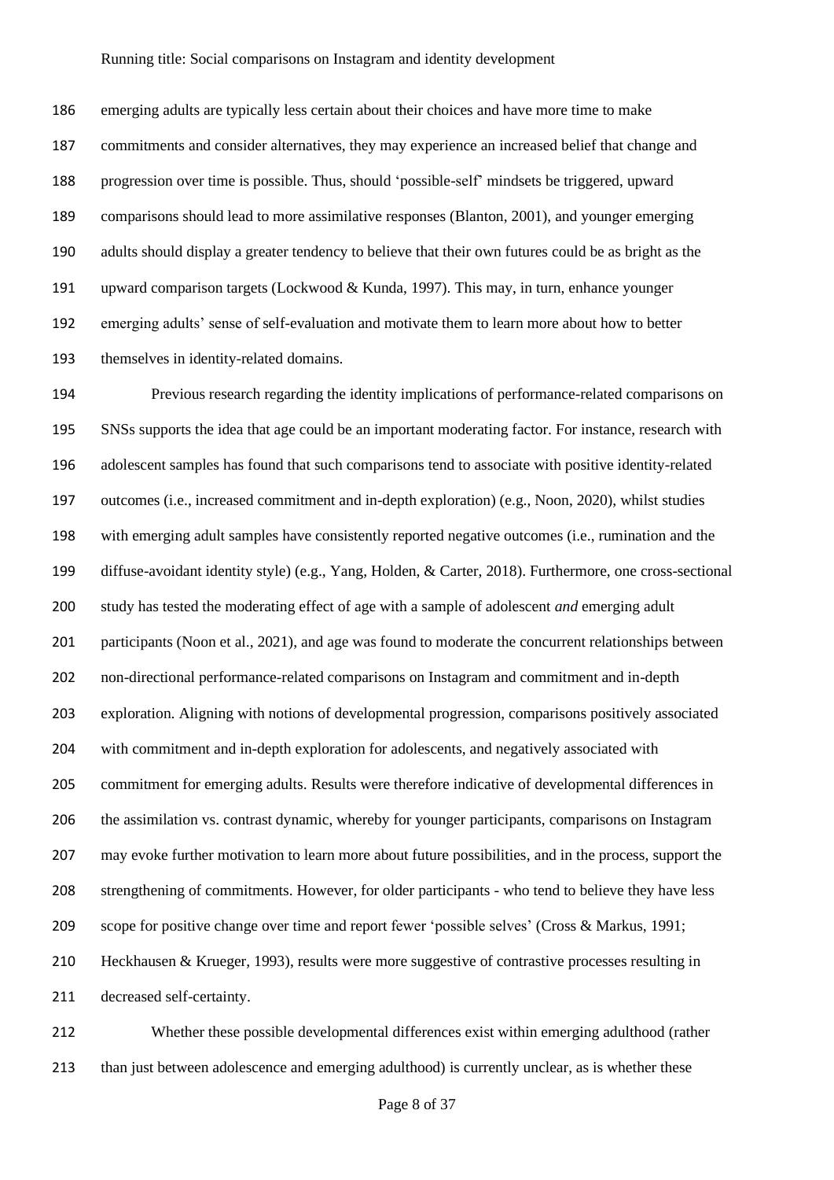emerging adults are typically less certain about their choices and have more time to make commitments and consider alternatives, they may experience an increased belief that change and progression over time is possible. Thus, should 'possible-self' mindsets be triggered, upward comparisons should lead to more assimilative responses (Blanton, 2001), and younger emerging adults should display a greater tendency to believe that their own futures could be as bright as the upward comparison targets (Lockwood & Kunda, 1997). This may, in turn, enhance younger emerging adults' sense of self-evaluation and motivate them to learn more about how to better themselves in identity-related domains.

Previous research regarding the identity implications of performance-related comparisons on SNSs supports the idea that age could be an important moderating factor. For instance, research with adolescent samples has found that such comparisons tend to associate with positive identity-related outcomes (i.e., increased commitment and in-depth exploration) (e.g., Noon, 2020), whilst studies with emerging adult samples have consistently reported negative outcomes (i.e., rumination and the diffuse-avoidant identity style) (e.g., Yang, Holden, & Carter, 2018). Furthermore, one cross-sectional study has tested the moderating effect of age with a sample of adolescent *and* emerging adult participants (Noon et al., 2021), and age was found to moderate the concurrent relationships between non-directional performance-related comparisons on Instagram and commitment and in-depth exploration. Aligning with notions of developmental progression, comparisons positively associated with commitment and in-depth exploration for adolescents, and negatively associated with commitment for emerging adults. Results were therefore indicative of developmental differences in the assimilation vs. contrast dynamic, whereby for younger participants, comparisons on Instagram may evoke further motivation to learn more about future possibilities, and in the process, support the strengthening of commitments. However, for older participants - who tend to believe they have less scope for positive change over time and report fewer 'possible selves' (Cross & Markus, 1991; Heckhausen & Krueger, 1993), results were more suggestive of contrastive processes resulting in decreased self-certainty.

Whether these possible developmental differences exist within emerging adulthood (rather than just between adolescence and emerging adulthood) is currently unclear, as is whether these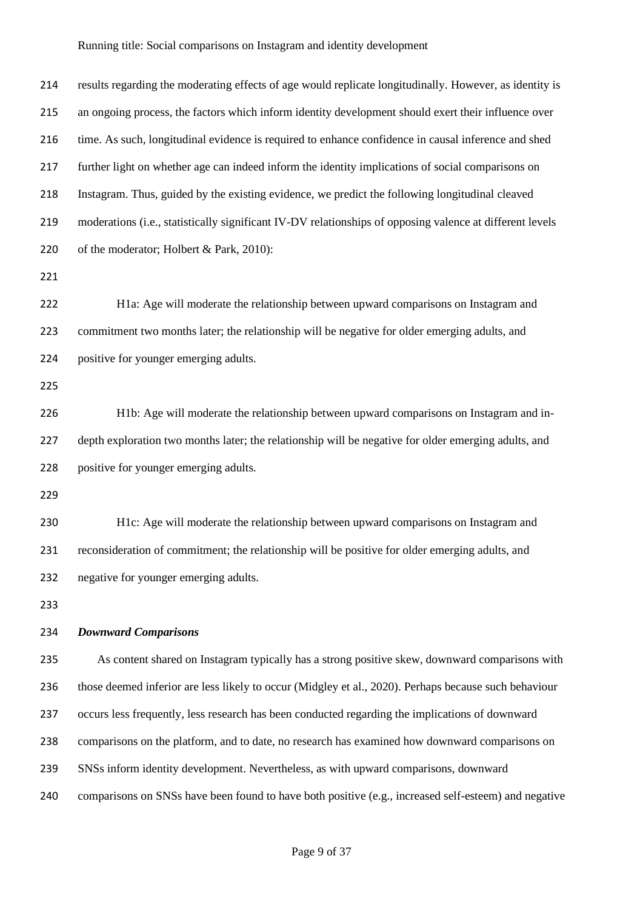results regarding the moderating effects of age would replicate longitudinally. However, as identity is an ongoing process, the factors which inform identity development should exert their influence over time. As such, longitudinal evidence is required to enhance confidence in causal inference and shed further light on whether age can indeed inform the identity implications of social comparisons on Instagram. Thus, guided by the existing evidence, we predict the following longitudinal cleaved moderations (i.e., statistically significant IV-DV relationships of opposing valence at different levels of the moderator; Holbert & Park, 2010):

H1a: Age will moderate the relationship between upward comparisons on Instagram and commitment two months later; the relationship will be negative for older emerging adults, and positive for younger emerging adults.

H1b: Age will moderate the relationship between upward comparisons on Instagram and in-depth exploration two months later; the relationship will be negative for older emerging adults, and positive for younger emerging adults.

H1c: Age will moderate the relationship between upward comparisons on Instagram and reconsideration of commitment; the relationship will be positive for older emerging adults, and negative for younger emerging adults.

### *Downward Comparisons*

As content shared on Instagram typically has a strong positive skew, downward comparisons with those deemed inferior are less likely to occur (Midgley et al., 2020). Perhaps because such behaviour occurs less frequently, less research has been conducted regarding the implications of downward comparisons on the platform, and to date, no research has examined how downward comparisons on SNSs inform identity development. Nevertheless, as with upward comparisons, downward comparisons on SNSs have been found to have both positive (e.g., increased self-esteem) and negative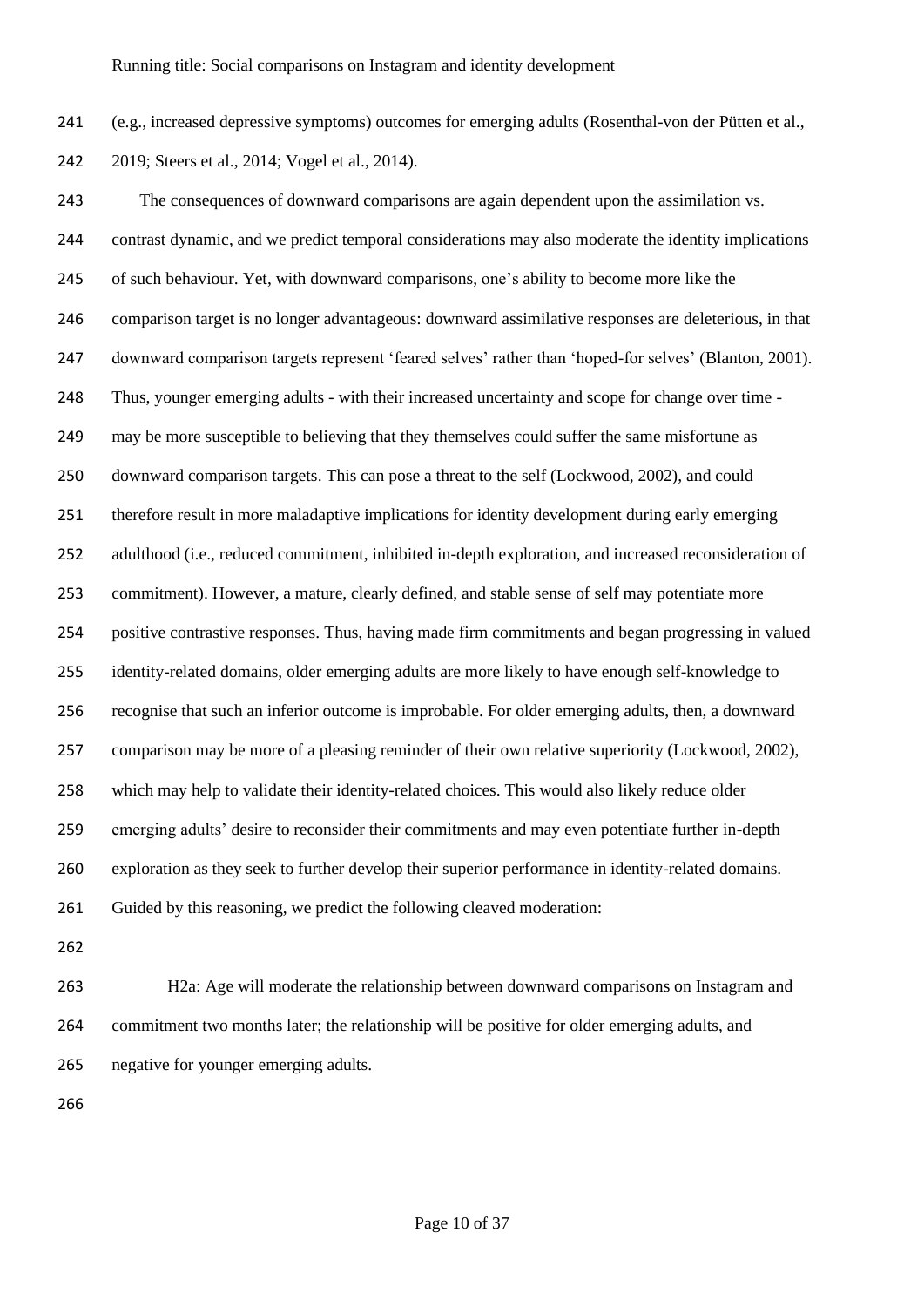(e.g., increased depressive symptoms) outcomes for emerging adults (Rosenthal-von der Pütten et al., 2019; Steers et al., 2014; Vogel et al., 2014).

The consequences of downward comparisons are again dependent upon the assimilation vs. contrast dynamic, and we predict temporal considerations may also moderate the identity implications of such behaviour. Yet, with downward comparisons, one's ability to become more like the comparison target is no longer advantageous: downward assimilative responses are deleterious, in that downward comparison targets represent 'feared selves' rather than 'hoped-for selves' (Blanton, 2001). Thus, younger emerging adults - with their increased uncertainty and scope for change over time - may be more susceptible to believing that they themselves could suffer the same misfortune as downward comparison targets. This can pose a threat to the self (Lockwood, 2002), and could therefore result in more maladaptive implications for identity development during early emerging adulthood (i.e., reduced commitment, inhibited in-depth exploration, and increased reconsideration of commitment). However, a mature, clearly defined, and stable sense of self may potentiate more positive contrastive responses. Thus, having made firm commitments and began progressing in valued identity-related domains, older emerging adults are more likely to have enough self-knowledge to recognise that such an inferior outcome is improbable. For older emerging adults, then, a downward comparison may be more of a pleasing reminder of their own relative superiority (Lockwood, 2002), which may help to validate their identity-related choices. This would also likely reduce older emerging adults' desire to reconsider their commitments and may even potentiate further in-depth exploration as they seek to further develop their superior performance in identity-related domains. Guided by this reasoning, we predict the following cleaved moderation:

H2a: Age will moderate the relationship between downward comparisons on Instagram and commitment two months later; the relationship will be positive for older emerging adults, and negative for younger emerging adults.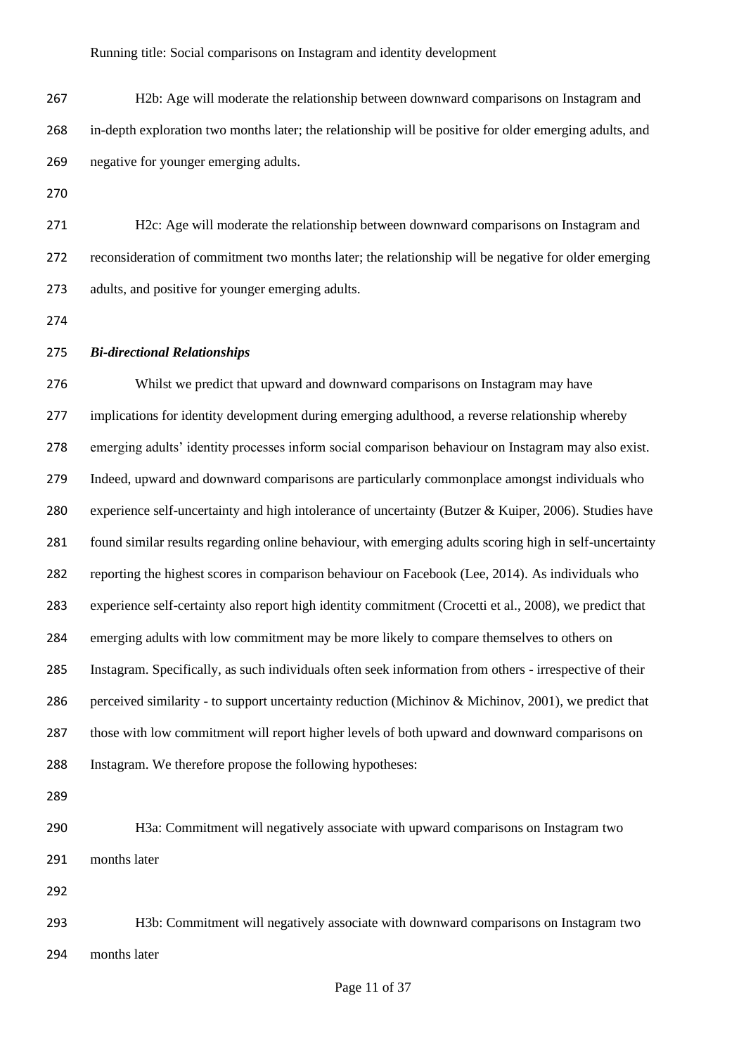H2b: Age will moderate the relationship between downward comparisons on Instagram and in-depth exploration two months later; the relationship will be positive for older emerging adults, and negative for younger emerging adults.

H2c: Age will moderate the relationship between downward comparisons on Instagram and reconsideration of commitment two months later; the relationship will be negative for older emerging adults, and positive for younger emerging adults.

### *Bi-directional Relationships*

Whilst we predict that upward and downward comparisons on Instagram may have implications for identity development during emerging adulthood, a reverse relationship whereby emerging adults' identity processes inform social comparison behaviour on Instagram may also exist. Indeed, upward and downward comparisons are particularly commonplace amongst individuals who experience self-uncertainty and high intolerance of uncertainty (Butzer & Kuiper, 2006). Studies have found similar results regarding online behaviour, with emerging adults scoring high in self-uncertainty reporting the highest scores in comparison behaviour on Facebook (Lee, 2014). As individuals who experience self-certainty also report high identity commitment (Crocetti et al., 2008), we predict that emerging adults with low commitment may be more likely to compare themselves to others on Instagram. Specifically, as such individuals often seek information from others - irrespective of their perceived similarity - to support uncertainty reduction (Michinov & Michinov, 2001), we predict that those with low commitment will report higher levels of both upward and downward comparisons on Instagram. We therefore propose the following hypotheses:

H3a: Commitment will negatively associate with upward comparisons on Instagram two months later

H3b: Commitment will negatively associate with downward comparisons on Instagram two months later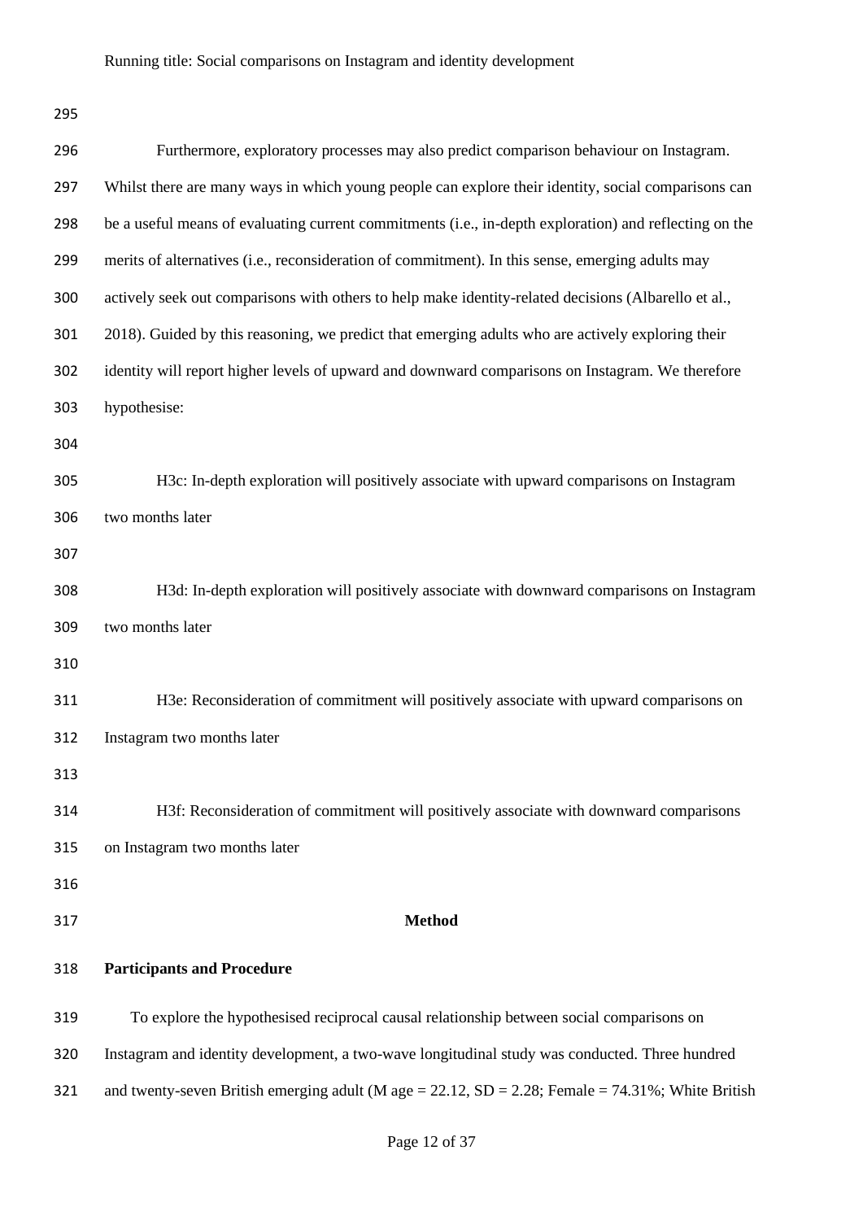Furthermore, exploratory processes may also predict comparison behaviour on Instagram. Whilst there are many ways in which young people can explore their identity, social comparisons can be a useful means of evaluating current commitments (i.e., in-depth exploration) and reflecting on the merits of alternatives (i.e., reconsideration of commitment). In this sense, emerging adults may actively seek out comparisons with others to help make identity-related decisions (Albarello et al., 2018). Guided by this reasoning, we predict that emerging adults who are actively exploring their identity will report higher levels of upward and downward comparisons on Instagram. We therefore hypothesise:

H3c: In-depth exploration will positively associate with upward comparisons on Instagram two months later

H3d: In-depth exploration will positively associate with downward comparisons on Instagram two months later

H3e: Reconsideration of commitment will positively associate with upward comparisons on Instagram two months later

H3f: Reconsideration of commitment will positively associate with downward comparisons on Instagram two months later

## Method

### Participants and Procedure

To explore the hypothesised reciprocal causal relationship between social comparisons on Instagram and identity development, a two-wave longitudinal study was conducted. Three hundred and twenty-seven British emerging adult (M age = 22.12, SD = 2.28; Female = 74.31%; White British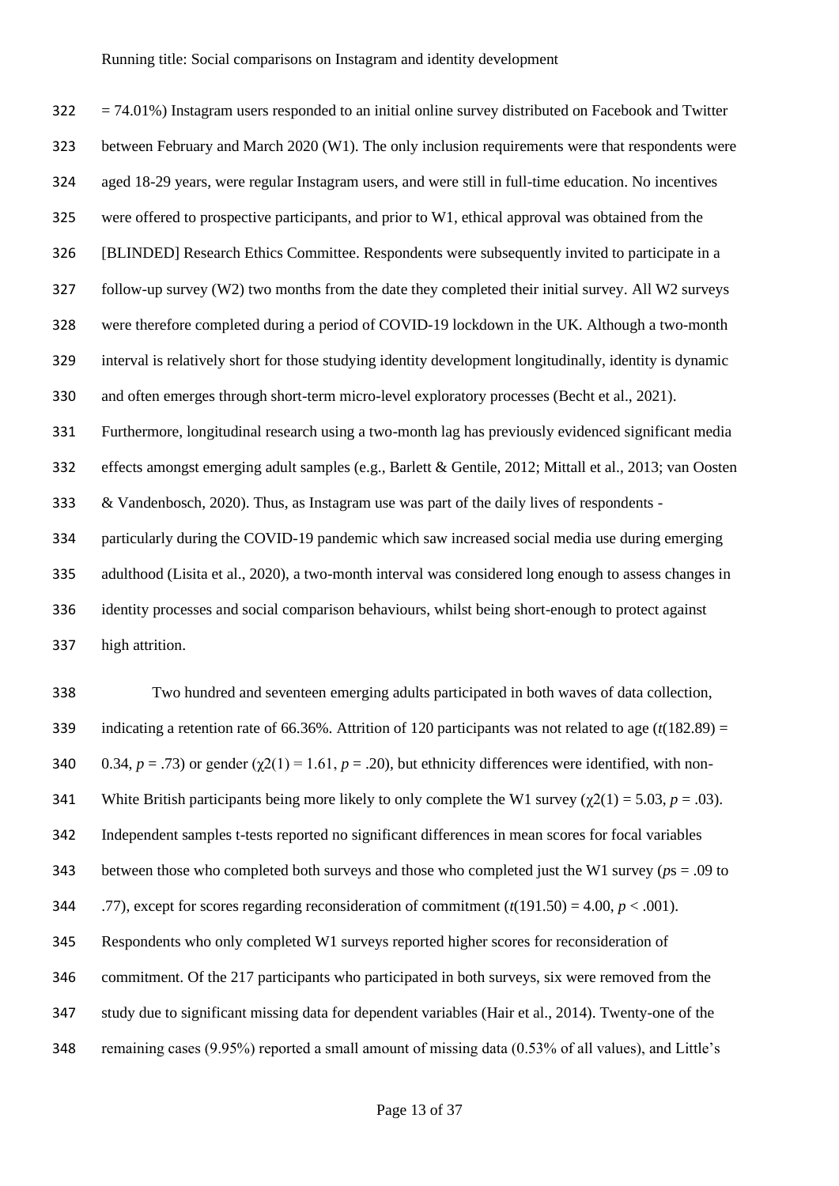= 74.01%) Instagram users responded to an initial online survey distributed on Facebook and Twitter between February and March 2020 (W1). The only inclusion requirements were that respondents were aged 18-29 years, were regular Instagram users, and were still in full-time education. No incentives were offered to prospective participants, and prior to W1, ethical approval was obtained from the [BLINDED] Research Ethics Committee. Respondents were subsequently invited to participate in a follow-up survey (W2) two months from the date they completed their initial survey. All W2 surveys were therefore completed during a period of COVID-19 lockdown in the UK. Although a two-month interval is relatively short for those studying identity development longitudinally, identity is dynamic and often emerges through short-term micro-level exploratory processes (Becht et al., 2021). Furthermore, longitudinal research using a two-month lag has previously evidenced significant media effects amongst emerging adult samples (e.g., Barlett & Gentile, 2012; Mittall et al., 2013; van Oosten & Vandenbosch, 2020). Thus, as Instagram use was part of the daily lives of respondents - particularly during the COVID-19 pandemic which saw increased social media use during emerging adulthood (Lisita et al., 2020), a two-month interval was considered long enough to assess changes in identity processes and social comparison behaviours, whilst being short-enough to protect against high attrition.

Two hundred and seventeen emerging adults participated in both waves of data collection, indicating a retention rate of 66.36%. Attrition of 120 participants was not related to age ($t(182.89) = 0.34$, $p = .73$) or gender ($\chi 2(1) = 1.61$, $p = .20$), but ethnicity differences were identified, with non-White British participants being more likely to only complete the W1 survey ($\chi 2(1) = 5.03$, $p = .03$). Independent samples t-tests reported no significant differences in mean scores for focal variables between those who completed both surveys and those who completed just the W1 survey ($p$s = .09 to .77), except for scores regarding reconsideration of commitment ($t(191.50) = 4.00$, $p < .001$). Respondents who only completed W1 surveys reported higher scores for reconsideration of commitment. Of the 217 participants who participated in both surveys, six were removed from the study due to significant missing data for dependent variables (Hair et al., 2014). Twenty-one of the remaining cases (9.95%) reported a small amount of missing data (0.53% of all values), and Little's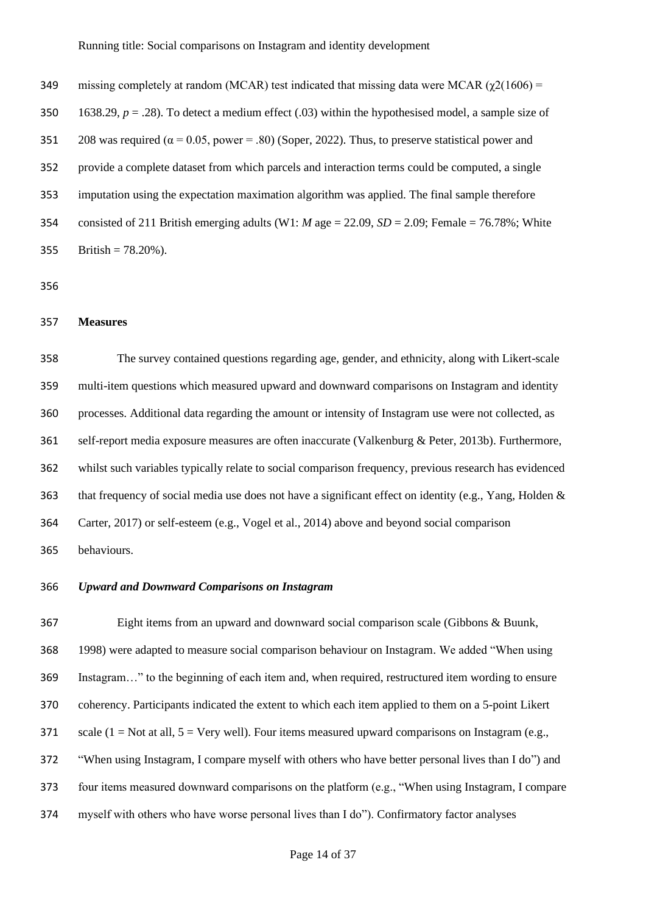missing completely at random (MCAR) test indicated that missing data were MCAR ($\chi2(1606) = 1638.29$, $p = .28$). To detect a medium effect (.03) within the hypothesised model, a sample size of 208 was required ($\alpha = 0.05$, power = .80) (Soper, 2022). Thus, to preserve statistical power and provide a complete dataset from which parcels and interaction terms could be computed, a single imputation using the expectation maximation algorithm was applied. The final sample therefore consisted of 211 British emerging adults (W1: *M* age = 22.09, *SD* = 2.09; Female = 76.78%; White British = 78.20%).

## Measures

The survey contained questions regarding age, gender, and ethnicity, along with Likert-scale multi-item questions which measured upward and downward comparisons on Instagram and identity processes. Additional data regarding the amount or intensity of Instagram use were not collected, as self-report media exposure measures are often inaccurate (Valkenburg & Peter, 2013b). Furthermore, whilst such variables typically relate to social comparison frequency, previous research has evidenced that frequency of social media use does not have a significant effect on identity (e.g., Yang, Holden & Carter, 2017) or self-esteem (e.g., Vogel et al., 2014) above and beyond social comparison behaviours.

### *Upward and Downward Comparisons on Instagram*

Eight items from an upward and downward social comparison scale (Gibbons & Buunk, 1998) were adapted to measure social comparison behaviour on Instagram. We added "When using Instagram…" to the beginning of each item and, when required, restructured item wording to ensure coherency. Participants indicated the extent to which each item applied to them on a 5-point Likert scale (1 = Not at all, 5 = Very well). Four items measured upward comparisons on Instagram (e.g., "When using Instagram, I compare myself with others who have better personal lives than I do") and four items measured downward comparisons on the platform (e.g., "When using Instagram, I compare myself with others who have worse personal lives than I do"). Confirmatory factor analyses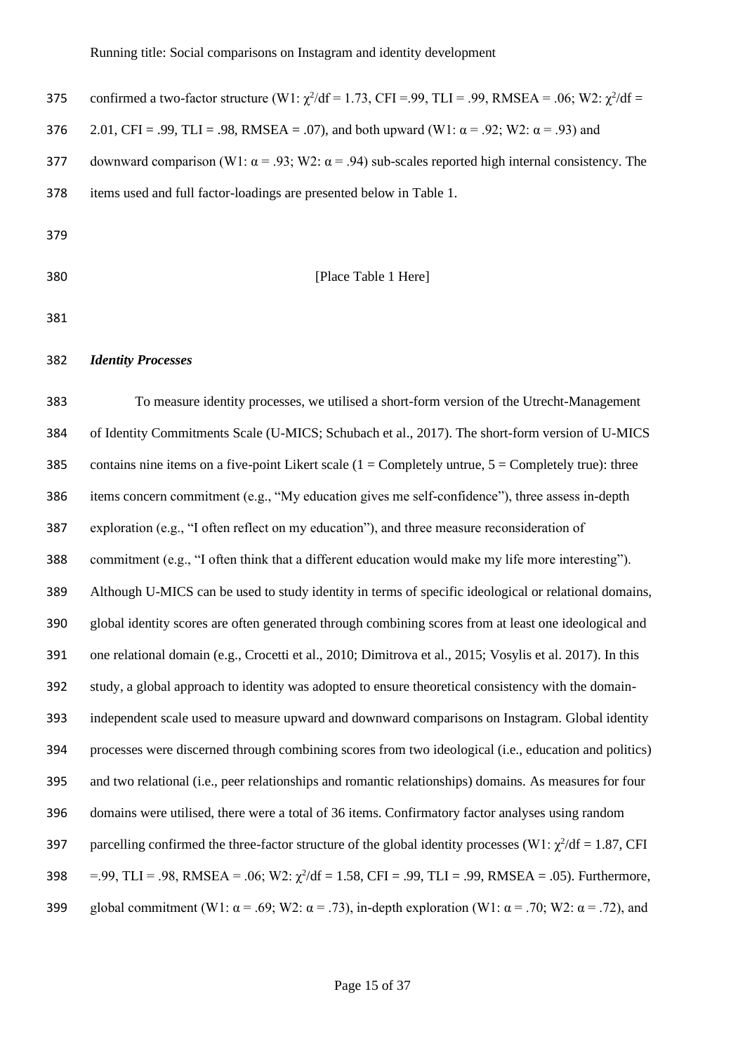confirmed a two-factor structure (W1: $\chi^2/df = 1.73$, CFI =.99, TLI = .99, RMSEA = .06; W2: $\chi^2/df = 2.01$, CFI = .99, TLI = .98, RMSEA = .07), and both upward (W1: $\alpha = .92$; W2: $\alpha = .93$) and downward comparison (W1: $\alpha = .93$; W2: $\alpha = .94$) sub-scales reported high internal consistency. The items used and full factor-loadings are presented below in Table 1.

[Place Table 1 Here]

### *Identity Processes*

To measure identity processes, we utilised a short-form version of the Utrecht-Management of Identity Commitments Scale (U-MICS; Schubach et al., 2017). The short-form version of U-MICS contains nine items on a five-point Likert scale (1 = Completely untrue, 5 = Completely true): three items concern commitment (e.g., "My education gives me self-confidence"), three assess in-depth exploration (e.g., "I often reflect on my education"), and three measure reconsideration of commitment (e.g., "I often think that a different education would make my life more interesting"). Although U-MICS can be used to study identity in terms of specific ideological or relational domains, global identity scores are often generated through combining scores from at least one ideological and one relational domain (e.g., Crocetti et al., 2010; Dimitrova et al., 2015; Vosylis et al. 2017). In this study, a global approach to identity was adopted to ensure theoretical consistency with the domain-independent scale used to measure upward and downward comparisons on Instagram. Global identity processes were discerned through combining scores from two ideological (i.e., education and politics) and two relational (i.e., peer relationships and romantic relationships) domains. As measures for four domains were utilised, there were a total of 36 items. Confirmatory factor analyses using random parcelling confirmed the three-factor structure of the global identity processes (W1: $\chi^2/df = 1.87$, CFI =.99, TLI = .98, RMSEA = .06; W2: $\chi^2/df = 1.58$, CFI = .99, TLI = .99, RMSEA = .05). Furthermore, global commitment (W1: $\alpha = .69$; W2: $\alpha = .73$), in-depth exploration (W1: $\alpha = .70$; W2: $\alpha = .72$), and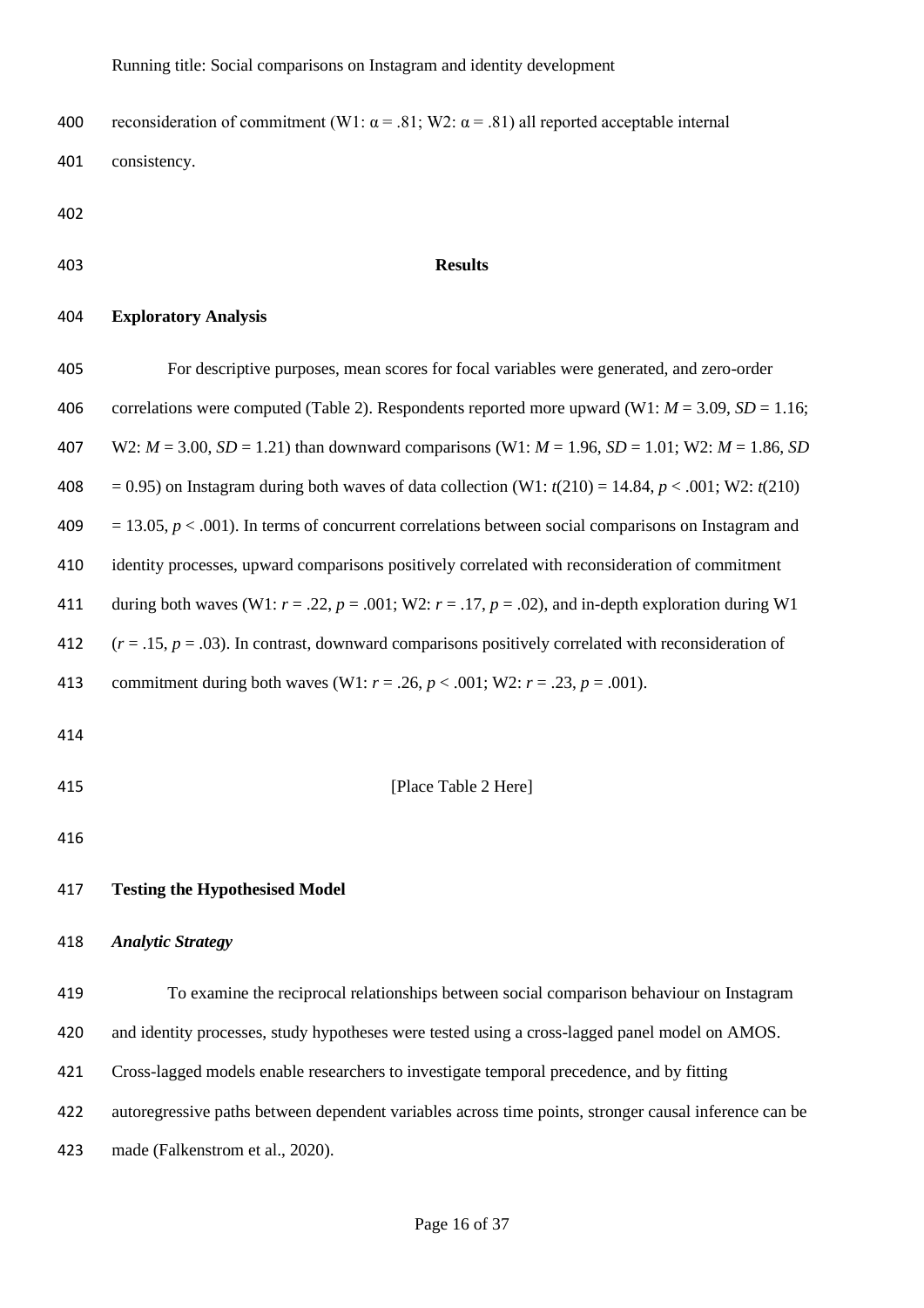reconsideration of commitment (W1: α = .81; W2: α = .81) all reported acceptable internal consistency.

## Results

### Exploratory Analysis

For descriptive purposes, mean scores for focal variables were generated, and zero-order correlations were computed (Table 2). Respondents reported more upward (W1: $M = 3.09$, $SD = 1.16$; W2: $M = 3.00$, $SD = 1.21$) than downward comparisons (W1: $M = 1.96$, $SD = 1.01$; W2: $M = 1.86$, $SD = 0.95$) on Instagram during both waves of data collection (W1: $t(210) = 14.84$, $p < .001$; W2: $t(210) = 13.05$, $p < .001$). In terms of concurrent correlations between social comparisons on Instagram and identity processes, upward comparisons positively correlated with reconsideration of commitment during both waves (W1: $r = .22$, $p = .001$; W2: $r = .17$, $p = .02$), and in-depth exploration during W1 ($r = .15$, $p = .03$). In contrast, downward comparisons positively correlated with reconsideration of commitment during both waves (W1: $r = .26$, $p < .001$; W2: $r = .23$, $p = .001$).

[Place Table 2 Here]

### Testing the Hypothesised Model

#### *Analytic Strategy*

To examine the reciprocal relationships between social comparison behaviour on Instagram and identity processes, study hypotheses were tested using a cross-lagged panel model on AMOS. Cross-lagged models enable researchers to investigate temporal precedence, and by fitting autoregressive paths between dependent variables across time points, stronger causal inference can be made (Falkenstrom et al., 2020).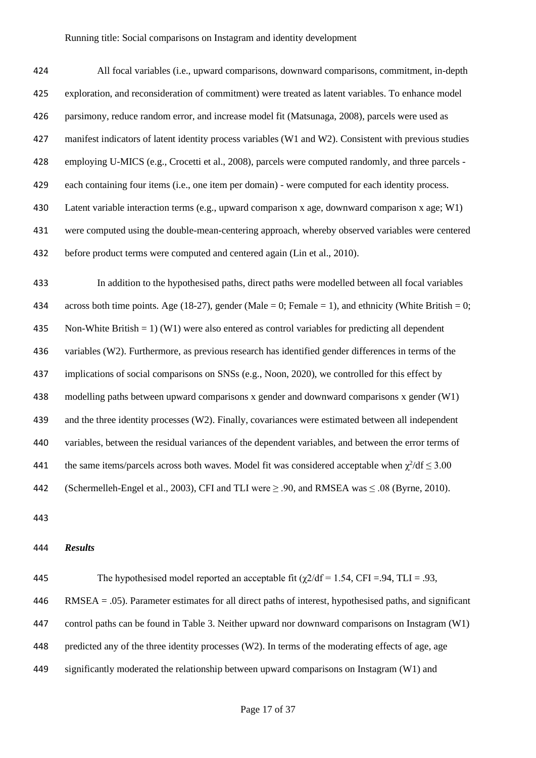All focal variables (i.e., upward comparisons, downward comparisons, commitment, in-depth exploration, and reconsideration of commitment) were treated as latent variables. To enhance model parsimony, reduce random error, and increase model fit (Matsunaga, 2008), parcels were used as manifest indicators of latent identity process variables (W1 and W2). Consistent with previous studies employing U-MICS (e.g., Crocetti et al., 2008), parcels were computed randomly, and three parcels - each containing four items (i.e., one item per domain) - were computed for each identity process. Latent variable interaction terms (e.g., upward comparison x age, downward comparison x age; W1) were computed using the double-mean-centering approach, whereby observed variables were centered before product terms were computed and centered again (Lin et al., 2010).

In addition to the hypothesised paths, direct paths were modelled between all focal variables across both time points. Age (18-27), gender (Male = 0; Female = 1), and ethnicity (White British = 0; Non-White British = 1) (W1) were also entered as control variables for predicting all dependent variables (W2). Furthermore, as previous research has identified gender differences in terms of the implications of social comparisons on SNSs (e.g., Noon, 2020), we controlled for this effect by modelling paths between upward comparisons x gender and downward comparisons x gender (W1) and the three identity processes (W2). Finally, covariances were estimated between all independent variables, between the residual variances of the dependent variables, and between the error terms of the same items/parcels across both waves. Model fit was considered acceptable when $\chi^2/df \leq 3.00$ (Schermelleh-Engel et al., 2003), CFI and TLI were $\geq .90$, and RMSEA was $\leq .08$ (Byrne, 2010).

### *Results*

The hypothesised model reported an acceptable fit ($\chi2/df = 1.54$, CFI =.94, TLI = .93, RMSEA = .05). Parameter estimates for all direct paths of interest, hypothesised paths, and significant control paths can be found in Table 3. Neither upward nor downward comparisons on Instagram (W1) predicted any of the three identity processes (W2). In terms of the moderating effects of age, age significantly moderated the relationship between upward comparisons on Instagram (W1) and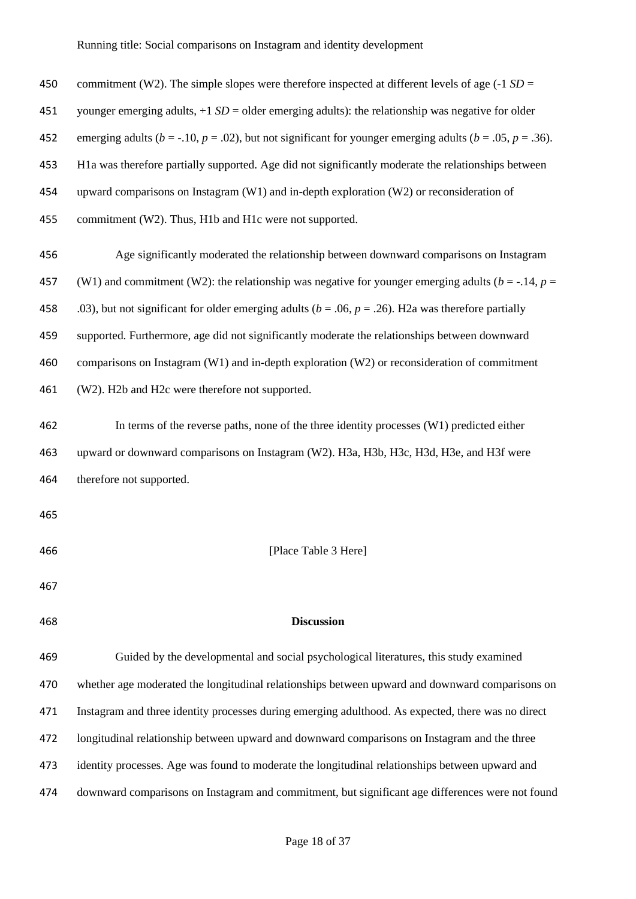commitment (W2). The simple slopes were therefore inspected at different levels of age (-1 *SD* = younger emerging adults, +1 *SD* = older emerging adults): the relationship was negative for older emerging adults ($b = -.10$, $p = .02$), but not significant for younger emerging adults ($b = .05$, $p = .36$). H1a was therefore partially supported. Age did not significantly moderate the relationships between upward comparisons on Instagram (W1) and in-depth exploration (W2) or reconsideration of commitment (W2). Thus, H1b and H1c were not supported.

Age significantly moderated the relationship between downward comparisons on Instagram (W1) and commitment (W2): the relationship was negative for younger emerging adults ($b = -.14$, $p = .03$), but not significant for older emerging adults ($b = .06$, $p = .26$). H2a was therefore partially supported. Furthermore, age did not significantly moderate the relationships between downward comparisons on Instagram (W1) and in-depth exploration (W2) or reconsideration of commitment (W2). H2b and H2c were therefore not supported.

In terms of the reverse paths, none of the three identity processes (W1) predicted either upward or downward comparisons on Instagram (W2). H3a, H3b, H3c, H3d, H3e, and H3f were therefore not supported.

[Place Table 3 Here]

## Discussion

Guided by the developmental and social psychological literatures, this study examined whether age moderated the longitudinal relationships between upward and downward comparisons on Instagram and three identity processes during emerging adulthood. As expected, there was no direct longitudinal relationship between upward and downward comparisons on Instagram and the three identity processes. Age was found to moderate the longitudinal relationships between upward and downward comparisons on Instagram and commitment, but significant age differences were not found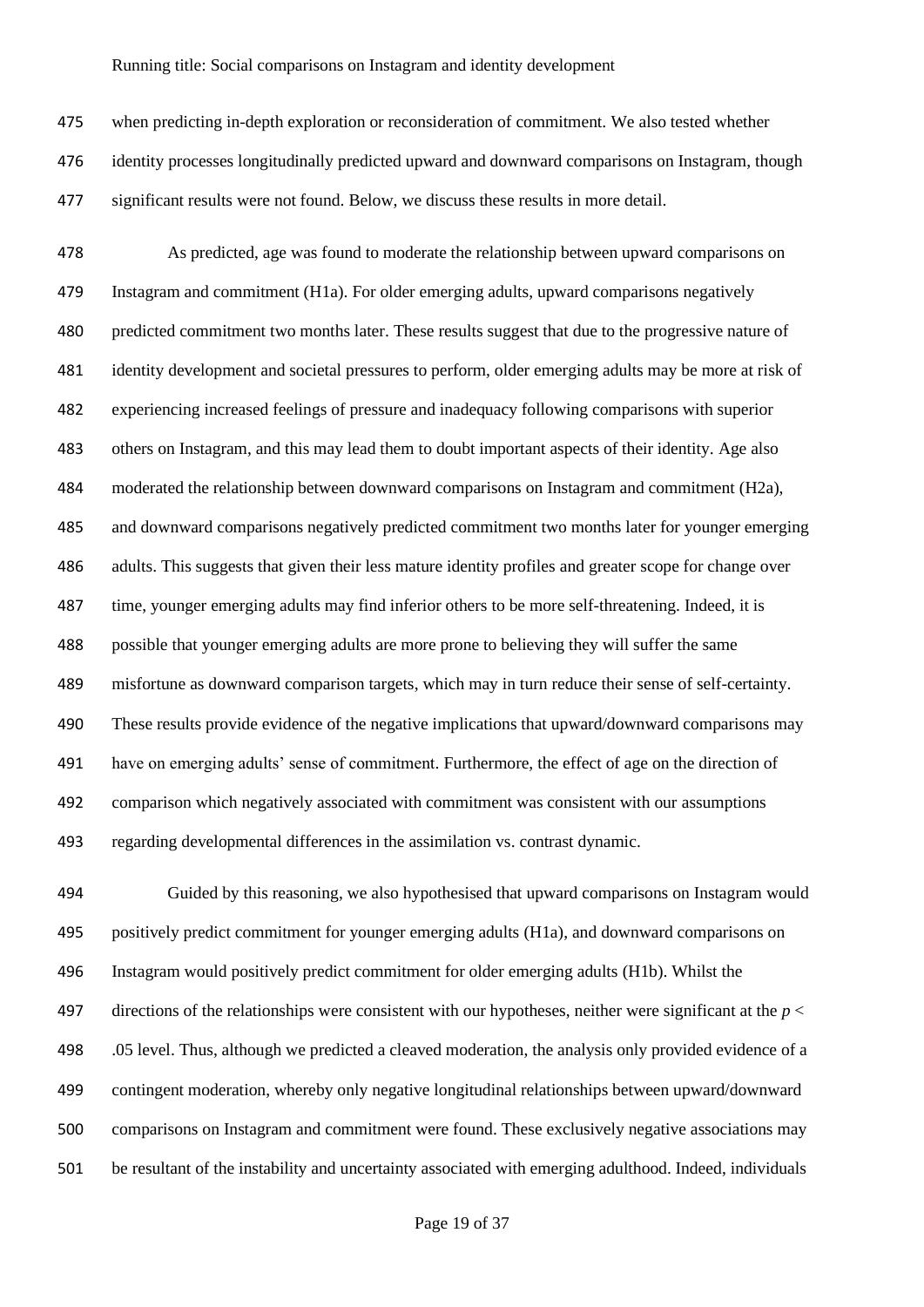when predicting in-depth exploration or reconsideration of commitment. We also tested whether identity processes longitudinally predicted upward and downward comparisons on Instagram, though significant results were not found. Below, we discuss these results in more detail.

As predicted, age was found to moderate the relationship between upward comparisons on Instagram and commitment (H1a). For older emerging adults, upward comparisons negatively predicted commitment two months later. These results suggest that due to the progressive nature of identity development and societal pressures to perform, older emerging adults may be more at risk of experiencing increased feelings of pressure and inadequacy following comparisons with superior others on Instagram, and this may lead them to doubt important aspects of their identity. Age also moderated the relationship between downward comparisons on Instagram and commitment (H2a), and downward comparisons negatively predicted commitment two months later for younger emerging adults. This suggests that given their less mature identity profiles and greater scope for change over time, younger emerging adults may find inferior others to be more self-threatening. Indeed, it is possible that younger emerging adults are more prone to believing they will suffer the same misfortune as downward comparison targets, which may in turn reduce their sense of self-certainty. These results provide evidence of the negative implications that upward/downward comparisons may have on emerging adults' sense of commitment. Furthermore, the effect of age on the direction of comparison which negatively associated with commitment was consistent with our assumptions regarding developmental differences in the assimilation vs. contrast dynamic.

Guided by this reasoning, we also hypothesised that upward comparisons on Instagram would positively predict commitment for younger emerging adults (H1a), and downward comparisons on Instagram would positively predict commitment for older emerging adults (H1b). Whilst the directions of the relationships were consistent with our hypotheses, neither were significant at the $p < .05$ level. Thus, although we predicted a cleaved moderation, the analysis only provided evidence of a contingent moderation, whereby only negative longitudinal relationships between upward/downward comparisons on Instagram and commitment were found. These exclusively negative associations may be resultant of the instability and uncertainty associated with emerging adulthood. Indeed, individuals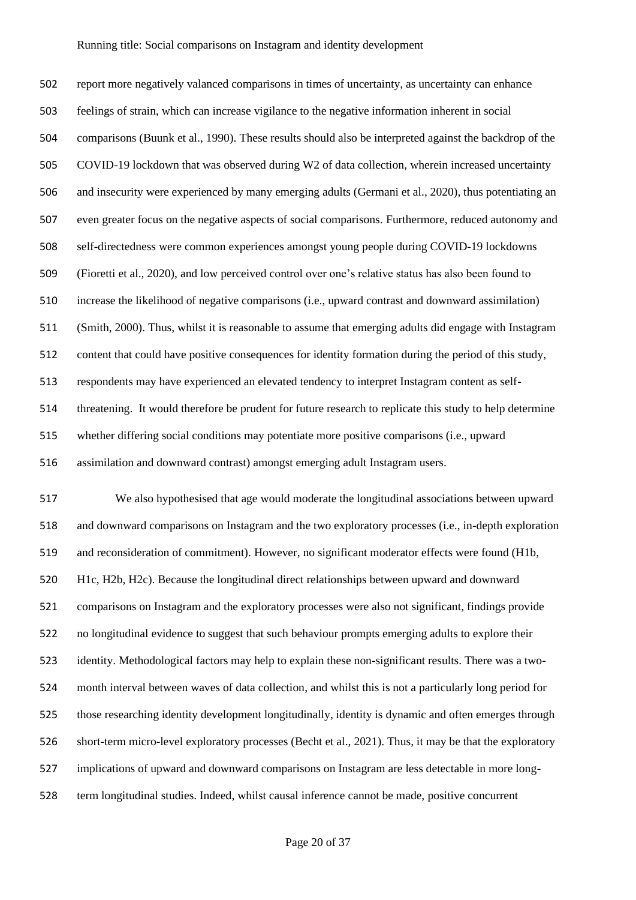report more negatively valanced comparisons in times of uncertainty, as uncertainty can enhance feelings of strain, which can increase vigilance to the negative information inherent in social comparisons (Buunk et al., 1990). These results should also be interpreted against the backdrop of the COVID-19 lockdown that was observed during W2 of data collection, wherein increased uncertainty and insecurity were experienced by many emerging adults (Germani et al., 2020), thus potentiating an even greater focus on the negative aspects of social comparisons. Furthermore, reduced autonomy and self-directedness were common experiences amongst young people during COVID-19 lockdowns (Fioretti et al., 2020), and low perceived control over one's relative status has also been found to increase the likelihood of negative comparisons (i.e., upward contrast and downward assimilation) (Smith, 2000). Thus, whilst it is reasonable to assume that emerging adults did engage with Instagram content that could have positive consequences for identity formation during the period of this study, respondents may have experienced an elevated tendency to interpret Instagram content as self-threatening. It would therefore be prudent for future research to replicate this study to help determine whether differing social conditions may potentiate more positive comparisons (i.e., upward assimilation and downward contrast) amongst emerging adult Instagram users.

We also hypothesised that age would moderate the longitudinal associations between upward and downward comparisons on Instagram and the two exploratory processes (i.e., in-depth exploration and reconsideration of commitment). However, no significant moderator effects were found (H1b, H1c, H2b, H2c). Because the longitudinal direct relationships between upward and downward comparisons on Instagram and the exploratory processes were also not significant, findings provide no longitudinal evidence to suggest that such behaviour prompts emerging adults to explore their identity. Methodological factors may help to explain these non-significant results. There was a two-month interval between waves of data collection, and whilst this is not a particularly long period for those researching identity development longitudinally, identity is dynamic and often emerges through short-term micro-level exploratory processes (Becht et al., 2021). Thus, it may be that the exploratory implications of upward and downward comparisons on Instagram are less detectable in more long-term longitudinal studies. Indeed, whilst causal inference cannot be made, positive concurrent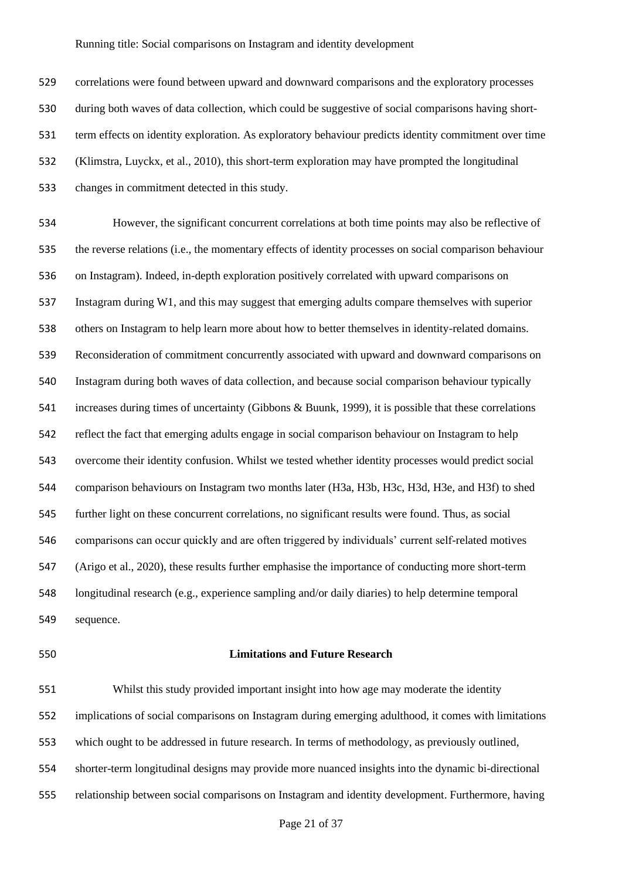correlations were found between upward and downward comparisons and the exploratory processes during both waves of data collection, which could be suggestive of social comparisons having short-term effects on identity exploration. As exploratory behaviour predicts identity commitment over time (Klimstra, Luyckx, et al., 2010), this short-term exploration may have prompted the longitudinal changes in commitment detected in this study.

However, the significant concurrent correlations at both time points may also be reflective of the reverse relations (i.e., the momentary effects of identity processes on social comparison behaviour on Instagram). Indeed, in-depth exploration positively correlated with upward comparisons on Instagram during W1, and this may suggest that emerging adults compare themselves with superior others on Instagram to help learn more about how to better themselves in identity-related domains. Reconsideration of commitment concurrently associated with upward and downward comparisons on Instagram during both waves of data collection, and because social comparison behaviour typically increases during times of uncertainty (Gibbons & Buunk, 1999), it is possible that these correlations reflect the fact that emerging adults engage in social comparison behaviour on Instagram to help overcome their identity confusion. Whilst we tested whether identity processes would predict social comparison behaviours on Instagram two months later (H3a, H3b, H3c, H3d, H3e, and H3f) to shed further light on these concurrent correlations, no significant results were found. Thus, as social comparisons can occur quickly and are often triggered by individuals' current self-related motives (Arigo et al., 2020), these results further emphasise the importance of conducting more short-term longitudinal research (e.g., experience sampling and/or daily diaries) to help determine temporal sequence.

## Limitations and Future Research

Whilst this study provided important insight into how age may moderate the identity implications of social comparisons on Instagram during emerging adulthood, it comes with limitations which ought to be addressed in future research. In terms of methodology, as previously outlined, shorter-term longitudinal designs may provide more nuanced insights into the dynamic bi-directional relationship between social comparisons on Instagram and identity development. Furthermore, having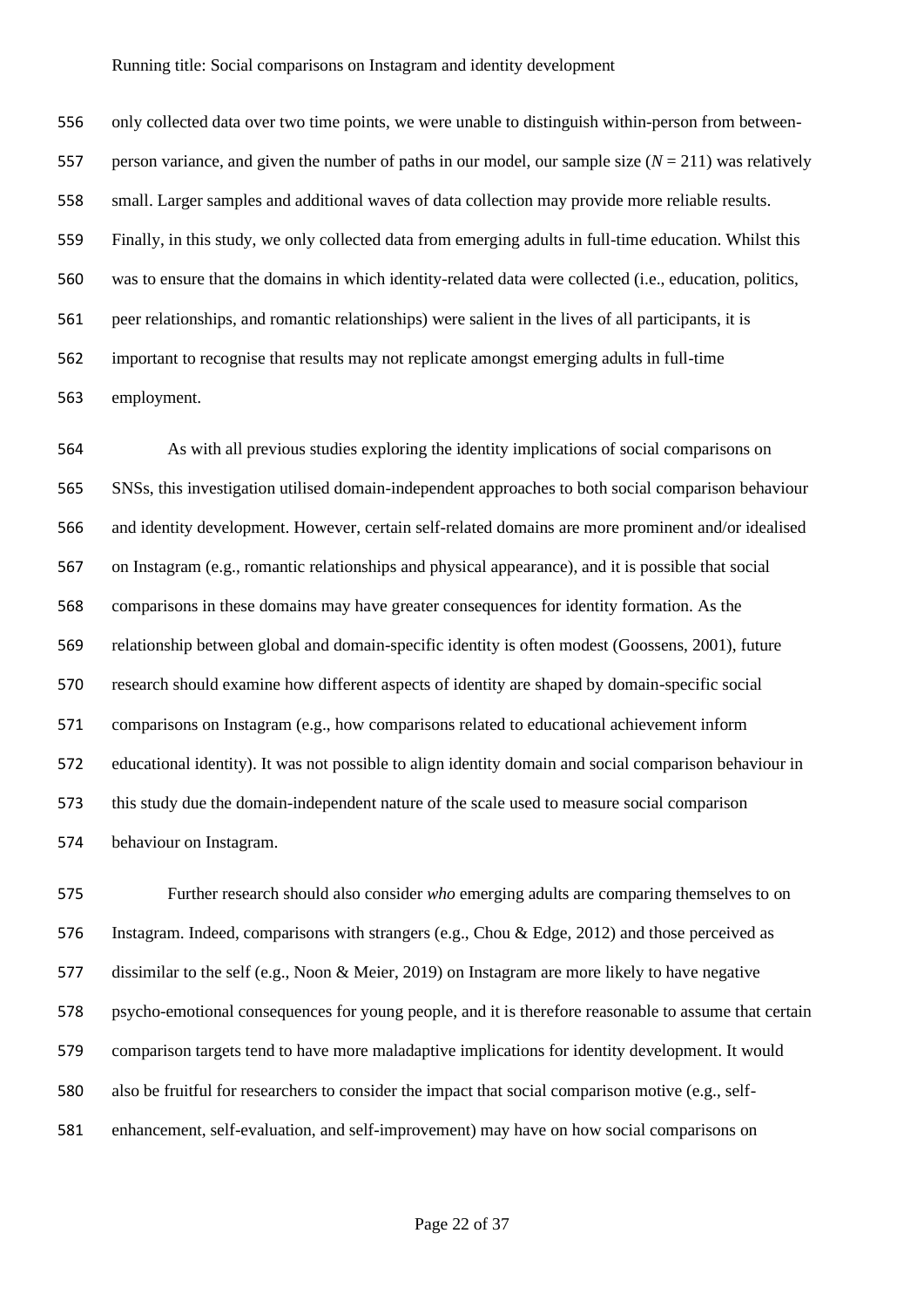only collected data over two time points, we were unable to distinguish within-person from between-person variance, and given the number of paths in our model, our sample size ($N$ = 211) was relatively small. Larger samples and additional waves of data collection may provide more reliable results. Finally, in this study, we only collected data from emerging adults in full-time education. Whilst this was to ensure that the domains in which identity-related data were collected (i.e., education, politics, peer relationships, and romantic relationships) were salient in the lives of all participants, it is important to recognise that results may not replicate amongst emerging adults in full-time employment.

As with all previous studies exploring the identity implications of social comparisons on SNSs, this investigation utilised domain-independent approaches to both social comparison behaviour and identity development. However, certain self-related domains are more prominent and/or idealised on Instagram (e.g., romantic relationships and physical appearance), and it is possible that social comparisons in these domains may have greater consequences for identity formation. As the relationship between global and domain-specific identity is often modest (Goossens, 2001), future research should examine how different aspects of identity are shaped by domain-specific social comparisons on Instagram (e.g., how comparisons related to educational achievement inform educational identity). It was not possible to align identity domain and social comparison behaviour in this study due the domain-independent nature of the scale used to measure social comparison behaviour on Instagram.

Further research should also consider *who* emerging adults are comparing themselves to on Instagram. Indeed, comparisons with strangers (e.g., Chou & Edge, 2012) and those perceived as dissimilar to the self (e.g., Noon & Meier, 2019) on Instagram are more likely to have negative psycho-emotional consequences for young people, and it is therefore reasonable to assume that certain comparison targets tend to have more maladaptive implications for identity development. It would also be fruitful for researchers to consider the impact that social comparison motive (e.g., self-enhancement, self-evaluation, and self-improvement) may have on how social comparisons on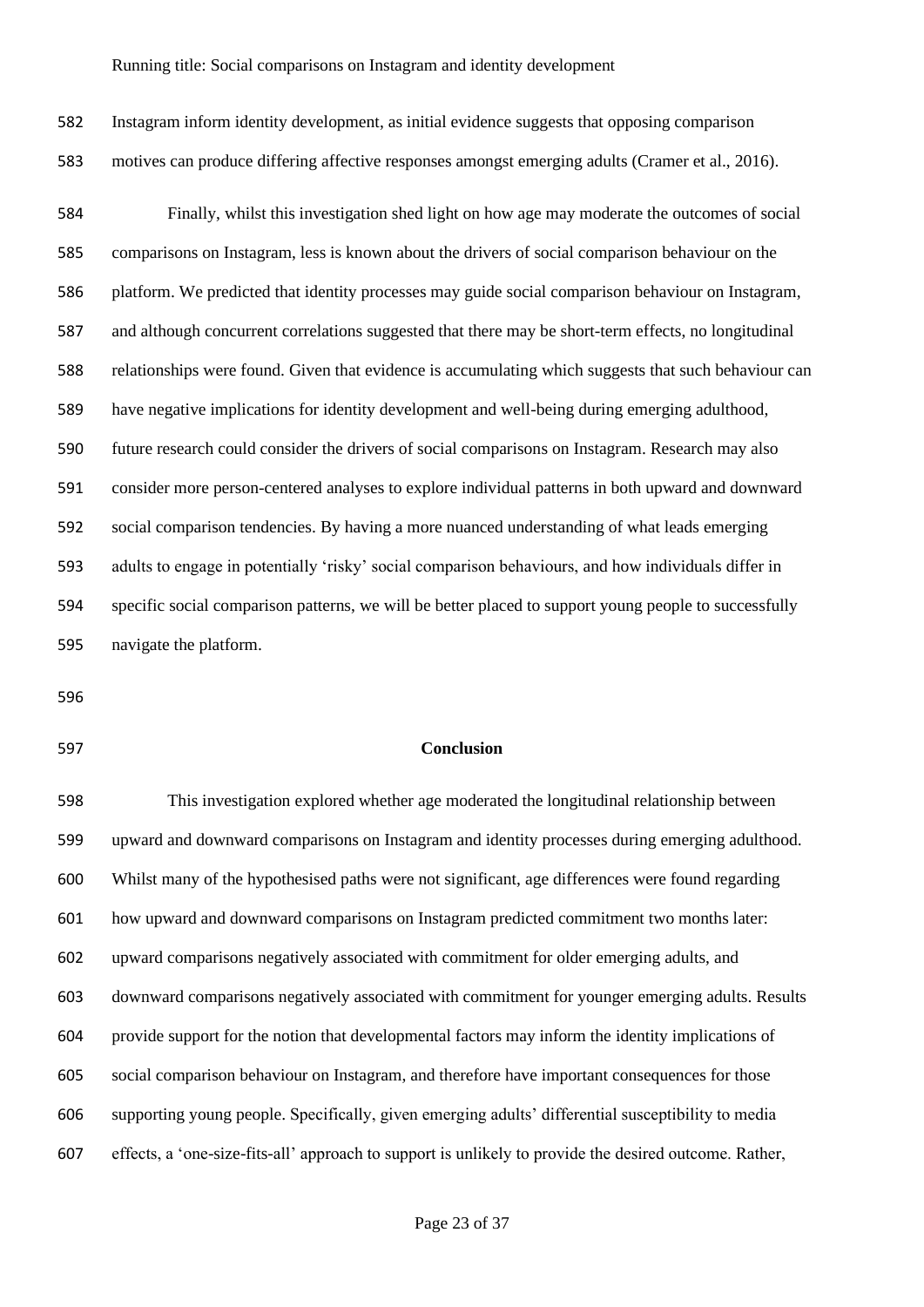Instagram inform identity development, as initial evidence suggests that opposing comparison motives can produce differing affective responses amongst emerging adults (Cramer et al., 2016).

Finally, whilst this investigation shed light on how age may moderate the outcomes of social comparisons on Instagram, less is known about the drivers of social comparison behaviour on the platform. We predicted that identity processes may guide social comparison behaviour on Instagram, and although concurrent correlations suggested that there may be short-term effects, no longitudinal relationships were found. Given that evidence is accumulating which suggests that such behaviour can have negative implications for identity development and well-being during emerging adulthood, future research could consider the drivers of social comparisons on Instagram. Research may also consider more person-centered analyses to explore individual patterns in both upward and downward social comparison tendencies. By having a more nuanced understanding of what leads emerging adults to engage in potentially 'risky' social comparison behaviours, and how individuals differ in specific social comparison patterns, we will be better placed to support young people to successfully navigate the platform.

## Conclusion

This investigation explored whether age moderated the longitudinal relationship between upward and downward comparisons on Instagram and identity processes during emerging adulthood. Whilst many of the hypothesised paths were not significant, age differences were found regarding how upward and downward comparisons on Instagram predicted commitment two months later: upward comparisons negatively associated with commitment for older emerging adults, and downward comparisons negatively associated with commitment for younger emerging adults. Results provide support for the notion that developmental factors may inform the identity implications of social comparison behaviour on Instagram, and therefore have important consequences for those supporting young people. Specifically, given emerging adults' differential susceptibility to media effects, a 'one-size-fits-all' approach to support is unlikely to provide the desired outcome. Rather,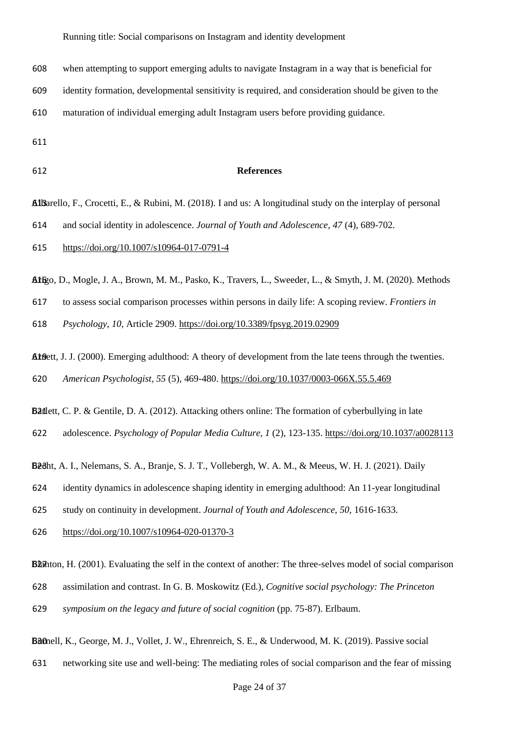when attempting to support emerging adults to navigate Instagram in a way that is beneficial for identity formation, developmental sensitivity is required, and consideration should be given to the maturation of individual emerging adult Instagram users before providing guidance.

## References

Albarello, F., Crocetti, E., & Rubini, M. (2018). I and us: A longitudinal study on the interplay of personal and social identity in adolescence. *Journal of Youth and Adolescence, 47* (4), 689-702. https://doi.org/10.1007/s10964-017-0791-4

Arigo, D., Mogle, J. A., Brown, M. M., Pasko, K., Travers, L., Sweeder, L., & Smyth, J. M. (2020). Methods to assess social comparison processes within persons in daily life: A scoping review. *Frontiers in Psychology, 10*, Article 2909. https://doi.org/10.3389/fpsyg.2019.02909

Arnett, J. J. (2000). Emerging adulthood: A theory of development from the late teens through the twenties. *American Psychologist, 55* (5), 469-480. https://doi.org/10.1037/0003-066X.55.5.469

Barlett, C. P. & Gentile, D. A. (2012). Attacking others online: The formation of cyberbullying in late adolescence. *Psychology of Popular Media Culture, 1* (2), 123-135. https://doi.org/10.1037/a0028113

Becht, A. I., Nelemans, S. A., Branje, S. J. T., Vollebergh, W. A. M., & Meeus, W. H. J. (2021). Daily identity dynamics in adolescence shaping identity in emerging adulthood: An 11-year longitudinal study on continuity in development. *Journal of Youth and Adolescence, 50*, 1616-1633. https://doi.org/10.1007/s10964-020-01370-3

Blanton, H. (2001). Evaluating the self in the context of another: The three-selves model of social comparison assimilation and contrast. In G. B. Moskowitz (Ed.), *Cognitive social psychology: The Princeton symposium on the legacy and future of social cognition* (pp. 75-87). Erlbaum.

Burnell, K., George, M. J., Vollet, J. W., Ehrenreich, S. E., & Underwood, M. K. (2019). Passive social networking site use and well-being: The mediating roles of social comparison and the fear of missing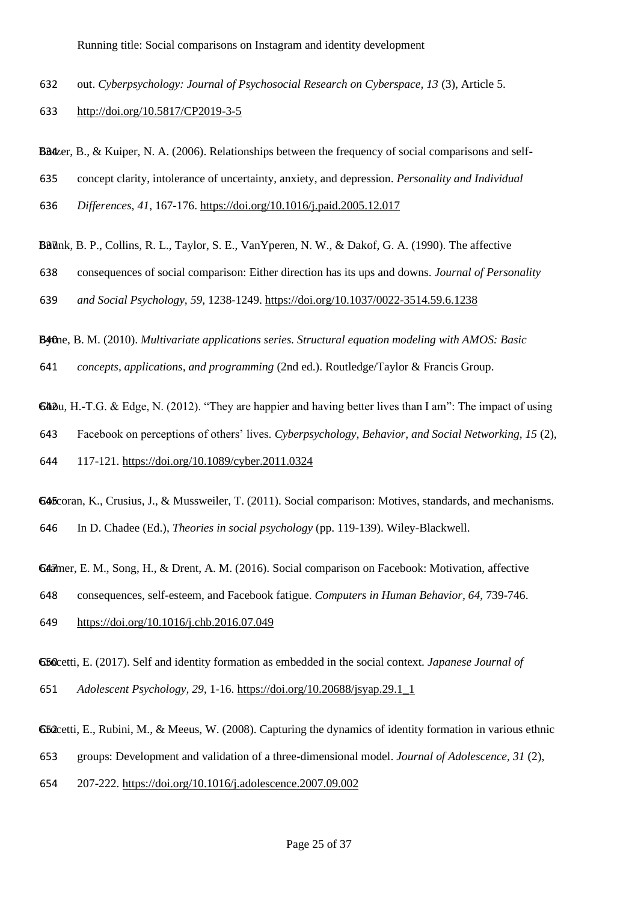out. *Cyberpsychology: Journal of Psychosocial Research on Cyberspace, 13* (3), Article 5. http://doi.org/10.5817/CP2019-3-5

Butzer, B., & Kuiper, N. A. (2006). Relationships between the frequency of social comparisons and self-concept clarity, intolerance of uncertainty, anxiety, and depression. *Personality and Individual Differences, 41*, 167-176. https://doi.org/10.1016/j.paid.2005.12.017

Buunk, B. P., Collins, R. L., Taylor, S. E., VanYperen, N. W., & Dakof, G. A. (1990). The affective consequences of social comparison: Either direction has its ups and downs. *Journal of Personality and Social Psychology, 59*, 1238-1249. https://doi.org/10.1037/0022-3514.59.6.1238

Byrne, B. M. (2010). *Multivariate applications series. Structural equation modeling with AMOS: Basic concepts, applications, and programming* (2nd ed.). Routledge/Taylor & Francis Group.

Chou, H.-T.G. & Edge, N. (2012). “They are happier and having better lives than I am”: The impact of using Facebook on perceptions of others’ lives. *Cyberpsychology, Behavior, and Social Networking, 15* (2), 117-121. https://doi.org/10.1089/cyber.2011.0324

Corcoran, K., Crusius, J., & Mussweiler, T. (2011). Social comparison: Motives, standards, and mechanisms. In D. Chadee (Ed.), *Theories in social psychology* (pp. 119-139). Wiley-Blackwell.

Cramer, E. M., Song, H., & Drent, A. M. (2016). Social comparison on Facebook: Motivation, affective consequences, self-esteem, and Facebook fatigue. *Computers in Human Behavior, 64*, 739-746. https://doi.org/10.1016/j.chb.2016.07.049

Crocetti, E. (2017). Self and identity formation as embedded in the social context. *Japanese Journal of Adolescent Psychology, 29*, 1-16. https://doi.org/10.20688/jsyap.29.1_1

Crocetti, E., Rubini, M., & Meeus, W. (2008). Capturing the dynamics of identity formation in various ethnic groups: Development and validation of a three-dimensional model. *Journal of Adolescence, 31* (2), 207-222. https://doi.org/10.1016/j.adolescence.2007.09.002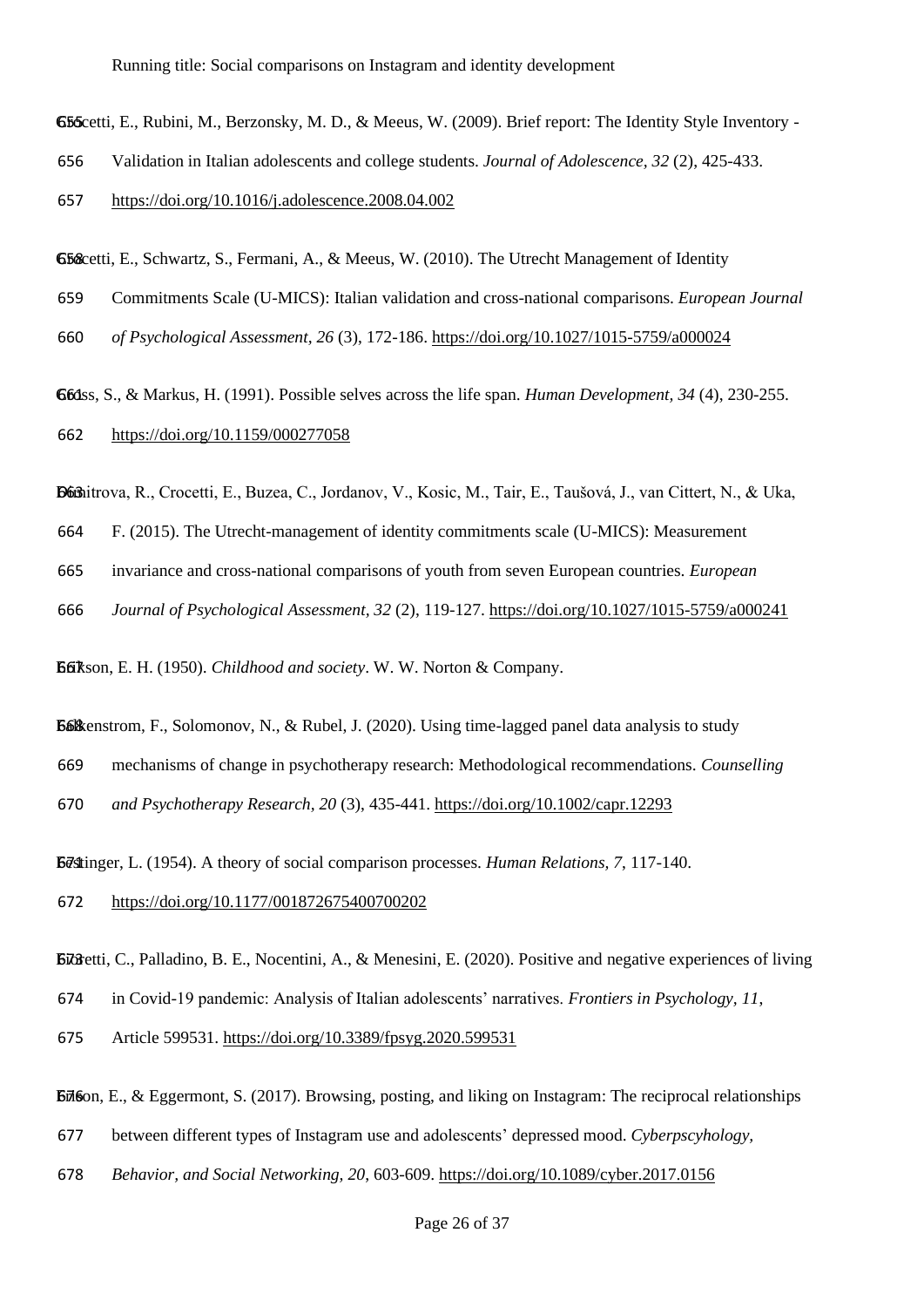Crocetti, E., Rubini, M., Berzonsky, M. D., & Meeus, W. (2009). Brief report: The Identity Style Inventory - Validation in Italian adolescents and college students. *Journal of Adolescence, 32* (2), 425-433. https://doi.org/10.1016/j.adolescence.2008.04.002

Crocetti, E., Schwartz, S., Fermani, A., & Meeus, W. (2010). The Utrecht Management of Identity Commitments Scale (U-MICS): Italian validation and cross-national comparisons. *European Journal of Psychological Assessment, 26* (3), 172-186. https://doi.org/10.1027/1015-5759/a000024

Cross, S., & Markus, H. (1991). Possible selves across the life span. *Human Development, 34* (4), 230-255. https://doi.org/10.1159/000277058

Dimitrova, R., Crocetti, E., Buzea, C., Jordanov, V., Kosic, M., Tair, E., Taušová, J., van Cittert, N., & Uka, F. (2015). The Utrecht-management of identity commitments scale (U-MICS): Measurement invariance and cross-national comparisons of youth from seven European countries. *European Journal of Psychological Assessment, 32* (2), 119-127. https://doi.org/10.1027/1015-5759/a000241

Erikson, E. H. (1950). *Childhood and society*. W. W. Norton & Company.

Falkenstrom, F., Solomonov, N., & Rubel, J. (2020). Using time-lagged panel data analysis to study mechanisms of change in psychotherapy research: Methodological recommendations. *Counselling and Psychotherapy Research, 20* (3), 435-441. https://doi.org/10.1002/capr.12293

Festinger, L. (1954). A theory of social comparison processes. *Human Relations, 7*, 117-140. https://doi.org/10.1177/001872675400700202

Fioretti, C., Palladino, B. E., Nocentini, A., & Menesini, E. (2020). Positive and negative experiences of living in Covid-19 pandemic: Analysis of Italian adolescents' narratives. *Frontiers in Psychology, 11*, Article 599531. https://doi.org/10.3389/fpsyg.2020.599531

Frison, E., & Eggermont, S. (2017). Browsing, posting, and liking on Instagram: The reciprocal relationships between different types of Instagram use and adolescents' depressed mood. *Cyberpscyhology, Behavior, and Social Networking, 20*, 603-609. https://doi.org/10.1089/cyber.2017.0156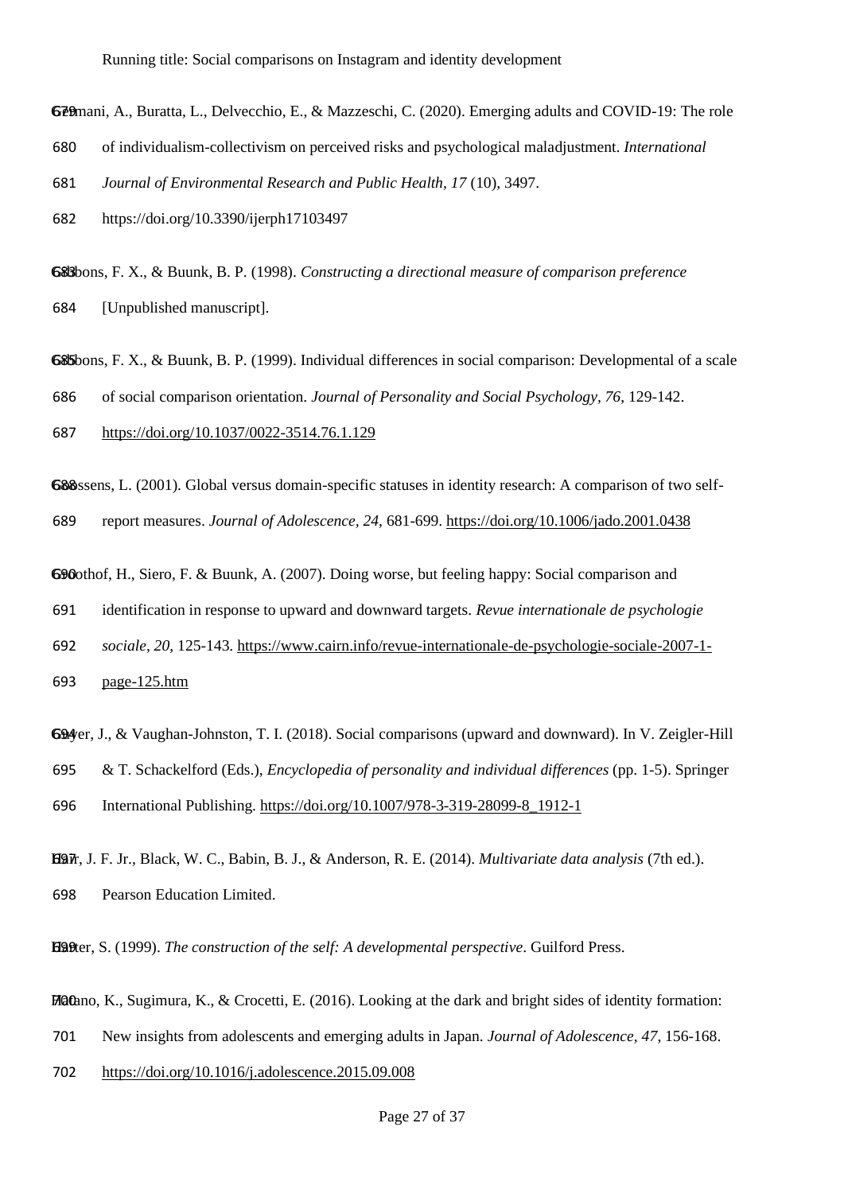Germani, A., Buratta, L., Delvecchio, E., & Mazzeschi, C. (2020). Emerging adults and COVID-19: The role of individualism-collectivism on perceived risks and psychological maladjustment. *International Journal of Environmental Research and Public Health, 17* (10), 3497. https://doi.org/10.3390/ijerph17103497

Gibbons, F. X., & Buunk, B. P. (1998). *Constructing a directional measure of comparison preference* [Unpublished manuscript].

Gibbons, F. X., & Buunk, B. P. (1999). Individual differences in social comparison: Developmental of a scale of social comparison orientation. *Journal of Personality and Social Psychology, 76*, 129-142. https://doi.org/10.1037/0022-3514.76.1.129

Goossens, L. (2001). Global versus domain-specific statuses in identity research: A comparison of two self-report measures. *Journal of Adolescence, 24*, 681-699. https://doi.org/10.1006/jado.2001.0438

Groothof, H., Siero, F. & Buunk, A. (2007). Doing worse, but feeling happy: Social comparison and identification in response to upward and downward targets. *Revue internationale de psychologie sociale, 20*, 125-143. https://www.cairn.info/revue-internationale-de-psychologie-sociale-2007-1-page-125.htm

Guyer, J., & Vaughan-Johnston, T. I. (2018). Social comparisons (upward and downward). In V. Zeigler-Hill & T. Schackelford (Eds.), *Encyclopedia of personality and individual differences* (pp. 1-5). Springer International Publishing. https://doi.org/10.1007/978-3-319-28099-8_1912-1

Hair, J. F. Jr., Black, W. C., Babin, B. J., & Anderson, R. E. (2014). *Multivariate data analysis* (7th ed.). Pearson Education Limited.

Harter, S. (1999). *The construction of the self: A developmental perspective*. Guilford Press.

Hatano, K., Sugimura, K., & Crocetti, E. (2016). Looking at the dark and bright sides of identity formation: New insights from adolescents and emerging adults in Japan. *Journal of Adolescence, 47*, 156-168. https://doi.org/10.1016/j.adolescence.2015.09.008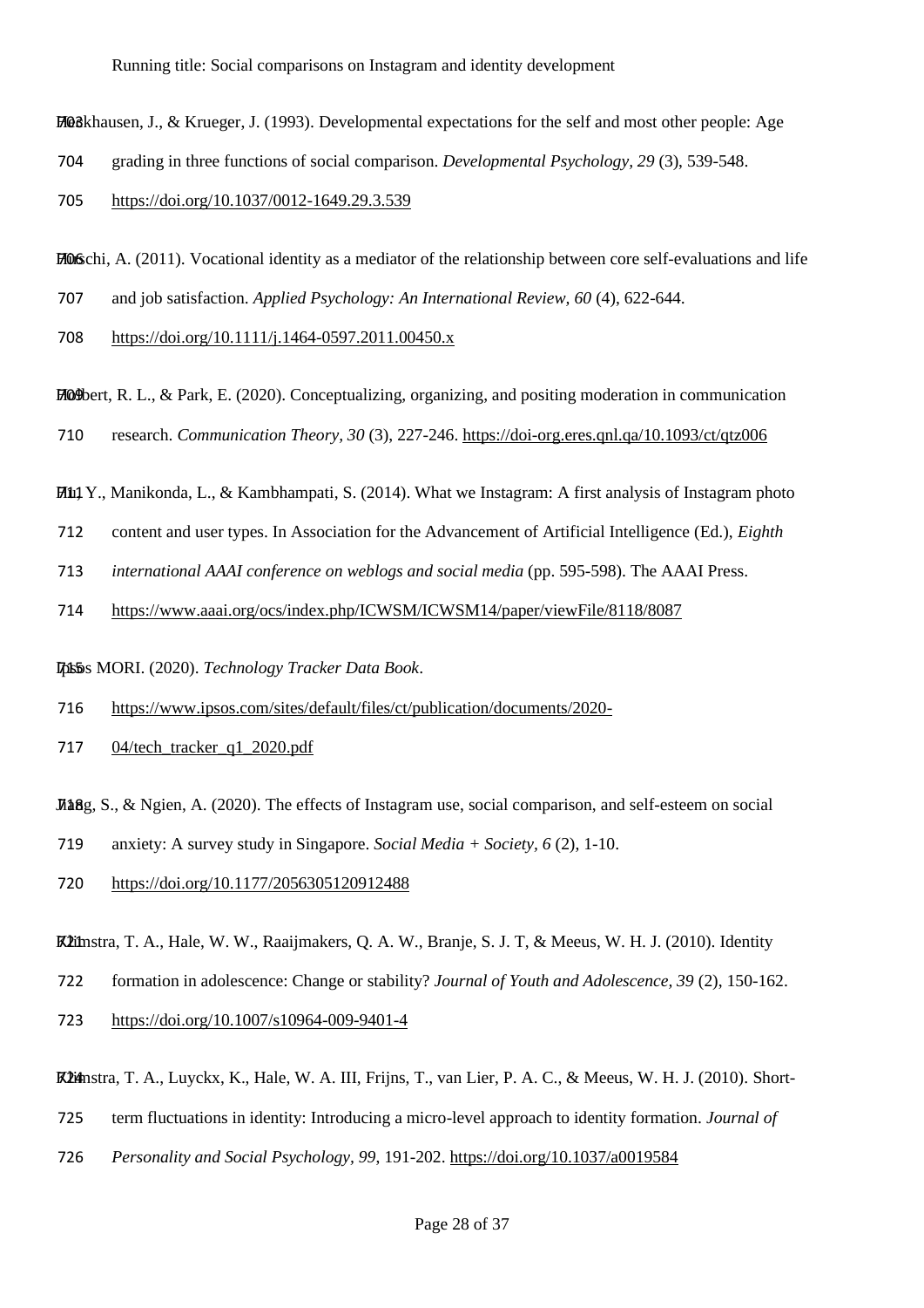Heckhausen, J., & Krueger, J. (1993). Developmental expectations for the self and most other people: Age grading in three functions of social comparison. *Developmental Psychology, 29* (3), 539-548. https://doi.org/10.1037/0012-1649.29.3.539

Hirschi, A. (2011). Vocational identity as a mediator of the relationship between core self-evaluations and life and job satisfaction. *Applied Psychology: An International Review, 60* (4), 622-644. https://doi.org/10.1111/j.1464-0597.2011.00450.x

Holbert, R. L., & Park, E. (2020). Conceptualizing, organizing, and positing moderation in communication research. *Communication Theory, 30* (3), 227-246. https://doi-org.eres.qnl.qa/10.1093/ct/qtz006

Hu, Y., Manikonda, L., & Kambhampati, S. (2014). What we Instagram: A first analysis of Instagram photo content and user types. In Association for the Advancement of Artificial Intelligence (Ed.), *Eighth international AAAI conference on weblogs and social media* (pp. 595-598). The AAAI Press. https://www.aaai.org/ocs/index.php/ICWSM/ICWSM14/paper/viewFile/8118/8087

Ipsos MORI. (2020). *Technology Tracker Data Book*. https://www.ipsos.com/sites/default/files/ct/publication/documents/2020-04/tech_tracker_q1_2020.pdf

Jiang, S., & Ngien, A. (2020). The effects of Instagram use, social comparison, and self-esteem on social anxiety: A survey study in Singapore. *Social Media + Society, 6* (2), 1-10. https://doi.org/10.1177/2056305120912488

Klimstra, T. A., Hale, W. W., Raaijmakers, Q. A. W., Branje, S. J. T, & Meeus, W. H. J. (2010). Identity formation in adolescence: Change or stability? *Journal of Youth and Adolescence, 39* (2), 150-162. https://doi.org/10.1007/s10964-009-9401-4

Klimstra, T. A., Luyckx, K., Hale, W. A. III, Frijns, T., van Lier, P. A. C., & Meeus, W. H. J. (2010). Short-term fluctuations in identity: Introducing a micro-level approach to identity formation. *Journal of Personality and Social Psychology, 99*, 191-202. https://doi.org/10.1037/a0019584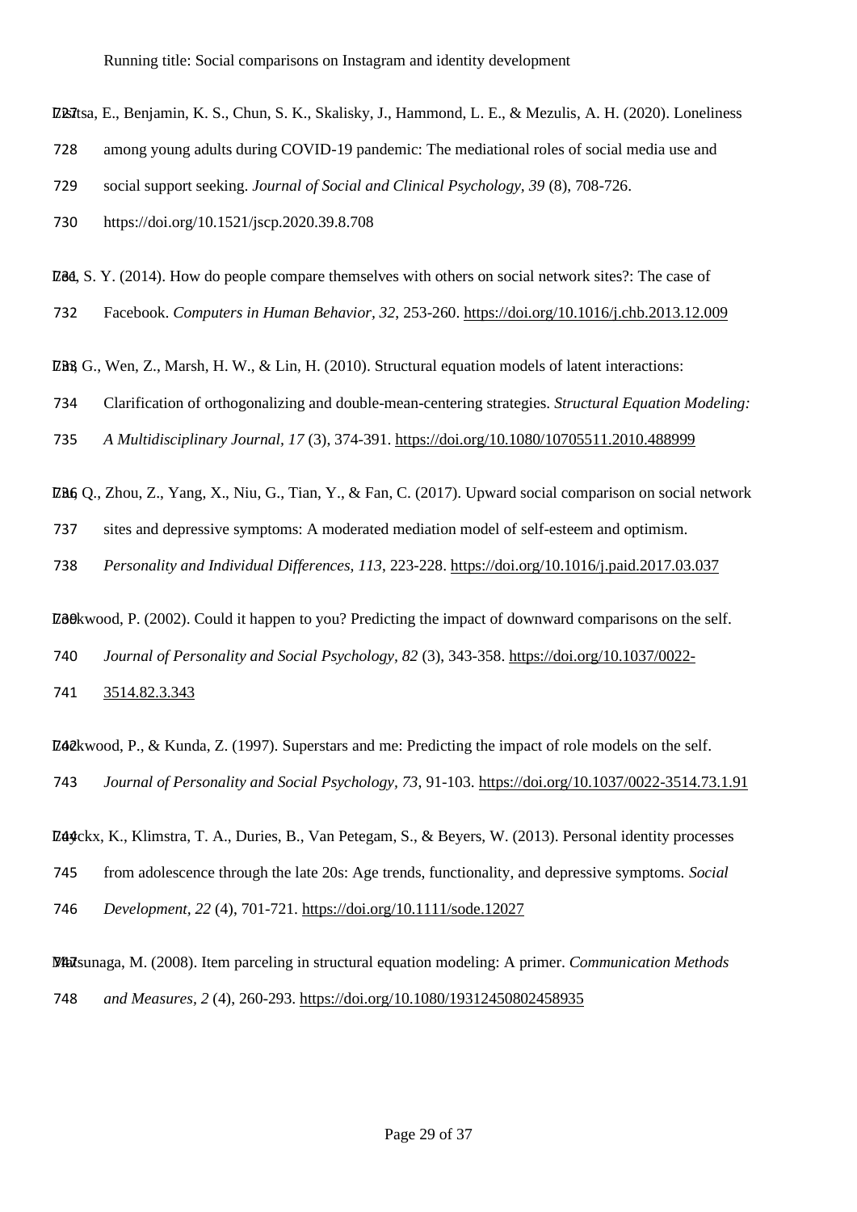Lisitsa, E., Benjamin, K. S., Chun, S. K., Skalisky, J., Hammond, L. E., & Mezulis, A. H. (2020). Loneliness among young adults during COVID-19 pandemic: The mediational roles of social media use and social support seeking. *Journal of Social and Clinical Psychology, 39* (8), 708-726. https://doi.org/10.1521/jscp.2020.39.8.708

Lee, S. Y. (2014). How do people compare themselves with others on social network sites?: The case of Facebook. *Computers in Human Behavior, 32*, 253-260. https://doi.org/10.1016/j.chb.2013.12.009

Lin, G., Wen, Z., Marsh, H. W., & Lin, H. (2010). Structural equation models of latent interactions: Clarification of orthogonalizing and double-mean-centering strategies. *Structural Equation Modeling: A Multidisciplinary Journal, 17* (3), 374-391. https://doi.org/10.1080/10705511.2010.488999

Liu, Q., Zhou, Z., Yang, X., Niu, G., Tian, Y., & Fan, C. (2017). Upward social comparison on social network sites and depressive symptoms: A moderated mediation model of self-esteem and optimism. *Personality and Individual Differences, 113*, 223-228. https://doi.org/10.1016/j.paid.2017.03.037

Lockwood, P. (2002). Could it happen to you? Predicting the impact of downward comparisons on the self. *Journal of Personality and Social Psychology, 82* (3), 343-358. https://doi.org/10.1037/0022-3514.82.3.343

Lockwood, P., & Kunda, Z. (1997). Superstars and me: Predicting the impact of role models on the self. *Journal of Personality and Social Psychology, 73*, 91-103. https://doi.org/10.1037/0022-3514.73.1.91

Luyckx, K., Klimstra, T. A., Duries, B., Van Petegam, S., & Beyers, W. (2013). Personal identity processes from adolescence through the late 20s: Age trends, functionality, and depressive symptoms. *Social Development, 22* (4), 701-721. https://doi.org/10.1111/sode.12027

Matsunaga, M. (2008). Item parceling in structural equation modeling: A primer. *Communication Methods and Measures, 2* (4), 260-293. https://doi.org/10.1080/19312450802458935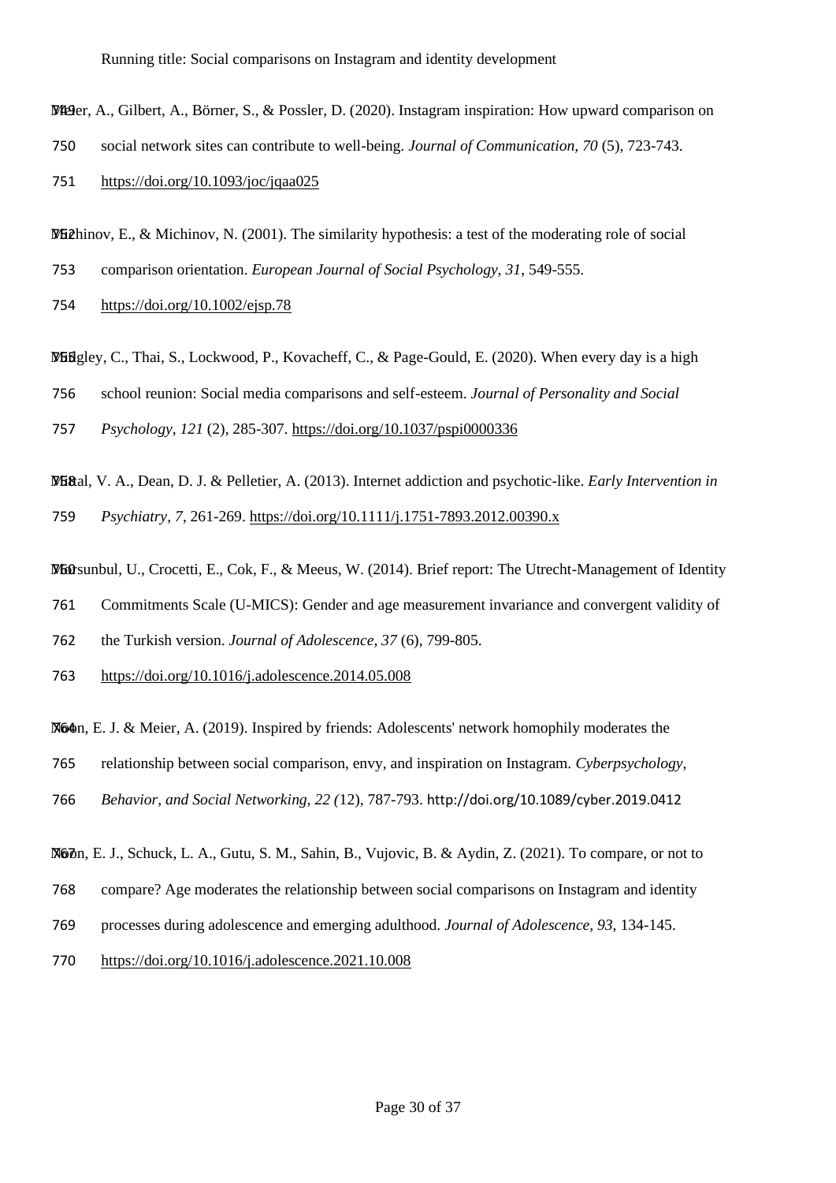Meier, A., Gilbert, A., Börner, S., & Possler, D. (2020). Instagram inspiration: How upward comparison on social network sites can contribute to well-being. *Journal of Communication, 70* (5), 723-743. https://doi.org/10.1093/joc/jqaa025

Michinov, E., & Michinov, N. (2001). The similarity hypothesis: a test of the moderating role of social comparison orientation. *European Journal of Social Psychology, 31*, 549-555. https://doi.org/10.1002/ejsp.78

Midgley, C., Thai, S., Lockwood, P., Kovacheff, C., & Page-Gould, E. (2020). When every day is a high school reunion: Social media comparisons and self-esteem. *Journal of Personality and Social Psychology, 121* (2), 285-307. https://doi.org/10.1037/pspi0000336

Mittal, V. A., Dean, D. J. & Pelletier, A. (2013). Internet addiction and psychotic-like. *Early Intervention in Psychiatry, 7*, 261-269. https://doi.org/10.1111/j.1751-7893.2012.00390.x

Morsunbul, U., Crocetti, E., Cok, F., & Meeus, W. (2014). Brief report: The Utrecht-Management of Identity Commitments Scale (U-MICS): Gender and age measurement invariance and convergent validity of the Turkish version. *Journal of Adolescence, 37* (6), 799-805. https://doi.org/10.1016/j.adolescence.2014.05.008

Noon, E. J. & Meier, A. (2019). Inspired by friends: Adolescents' network homophily moderates the relationship between social comparison, envy, and inspiration on Instagram. *Cyberpsychology, Behavior, and Social Networking, 22 (*12), 787-793. http://doi.org/10.1089/cyber.2019.0412

Noon, E. J., Schuck, L. A., Gutu, S. M., Sahin, B., Vujovic, B. & Aydin, Z. (2021). To compare, or not to compare? Age moderates the relationship between social comparisons on Instagram and identity processes during adolescence and emerging adulthood. *Journal of Adolescence, 93*, 134-145. https://doi.org/10.1016/j.adolescence.2021.10.008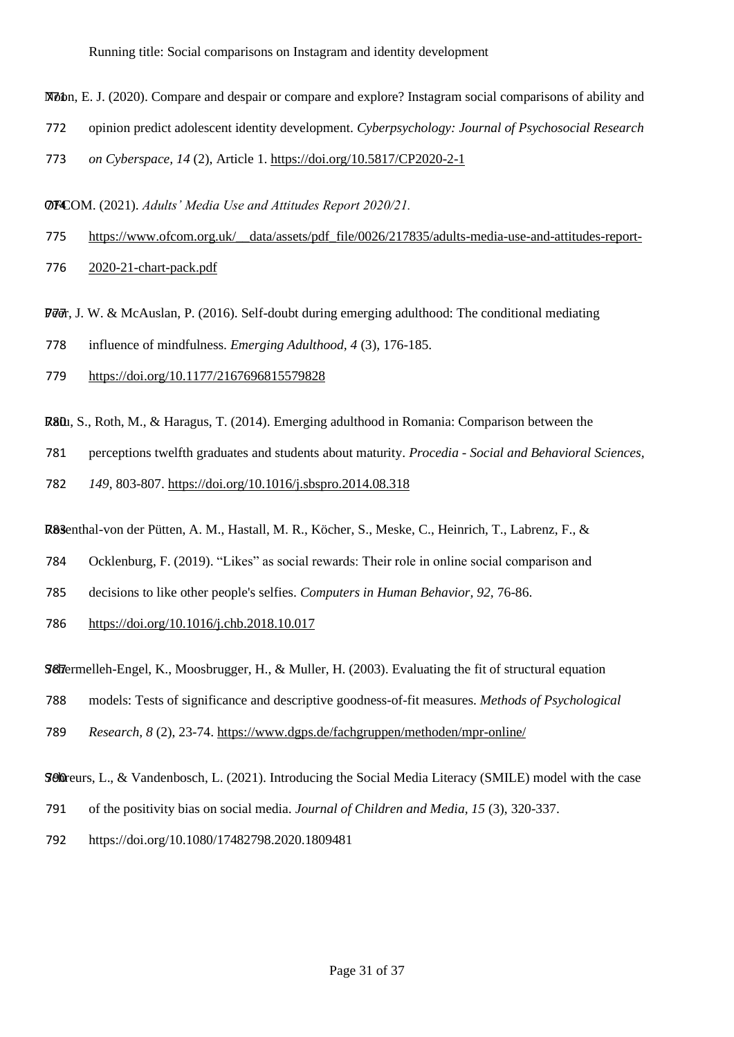Noon, E. J. (2020). Compare and despair or compare and explore? Instagram social comparisons of ability and opinion predict adolescent identity development. *Cyberpsychology: Journal of Psychosocial Research on Cyberspace, 14* (2), Article 1. https://doi.org/10.5817/CP2020-2-1

OFCOM. (2021). *Adults' Media Use and Attitudes Report 2020/21.* https://www.ofcom.org.uk/__data/assets/pdf_file/0026/217835/adults-media-use-and-attitudes-report-2020-21-chart-pack.pdf

Peer, J. W. & McAuslan, P. (2016). Self-doubt during emerging adulthood: The conditional mediating influence of mindfulness. *Emerging Adulthood, 4* (3), 176-185. https://doi.org/10.1177/2167696815579828

Radu, S., Roth, M., & Haragus, T. (2014). Emerging adulthood in Romania: Comparison between the perceptions twelfth graduates and students about maturity. *Procedia - Social and Behavioral Sciences, 149*, 803-807. https://doi.org/10.1016/j.sbspro.2014.08.318

Rosenthal-von der Pütten, A. M., Hastall, M. R., Köcher, S., Meske, C., Heinrich, T., Labrenz, F., & Ocklenburg, F. (2019). "Likes" as social rewards: Their role in online social comparison and decisions to like other people's selfies. *Computers in Human Behavior, 92*, 76-86. https://doi.org/10.1016/j.chb.2018.10.017

Schermelleh-Engel, K., Moosbrugger, H., & Muller, H. (2003). Evaluating the fit of structural equation models: Tests of significance and descriptive goodness-of-fit measures. *Methods of Psychological Research, 8* (2), 23-74. https://www.dgps.de/fachgruppen/methoden/mpr-online/

Schreurs, L., & Vandenbosch, L. (2021). Introducing the Social Media Literacy (SMILE) model with the case of the positivity bias on social media. *Journal of Children and Media, 15* (3), 320-337. https://doi.org/10.1080/17482798.2020.1809481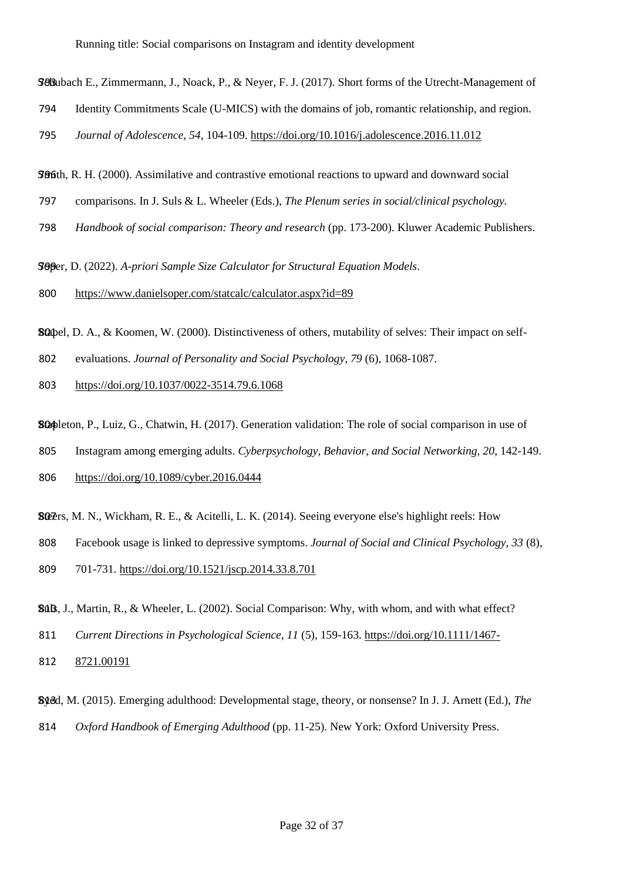Schubach E., Zimmermann, J., Noack, P., & Neyer, F. J. (2017). Short forms of the Utrecht-Management of Identity Commitments Scale (U-MICS) with the domains of job, romantic relationship, and region. *Journal of Adolescence, 54*, 104-109. https://doi.org/10.1016/j.adolescence.2016.11.012

Smith, R. H. (2000). Assimilative and contrastive emotional reactions to upward and downward social comparisons. In J. Suls & L. Wheeler (Eds.), *The Plenum series in social/clinical psychology. Handbook of social comparison: Theory and research* (pp. 173-200). Kluwer Academic Publishers.

Soper, D. (2022). *A-priori Sample Size Calculator for Structural Equation Models*. https://www.danielsoper.com/statcalc/calculator.aspx?id=89

Stapel, D. A., & Koomen, W. (2000). Distinctiveness of others, mutability of selves: Their impact on self-evaluations. *Journal of Personality and Social Psychology, 79* (6), 1068-1087. https://doi.org/10.1037/0022-3514.79.6.1068

Stapleton, P., Luiz, G., Chatwin, H. (2017). Generation validation: The role of social comparison in use of Instagram among emerging adults. *Cyberpsychology, Behavior, and Social Networking, 20*, 142-149. https://doi.org/10.1089/cyber.2016.0444

Steers, M. N., Wickham, R. E., & Acitelli, L. K. (2014). Seeing everyone else's highlight reels: How Facebook usage is linked to depressive symptoms. *Journal of Social and Clinical Psychology, 33* (8), 701-731. https://doi.org/10.1521/jscp.2014.33.8.701

Suls, J., Martin, R., & Wheeler, L. (2002). Social Comparison: Why, with whom, and with what effect? *Current Directions in Psychological Science, 11* (5), 159-163. https://doi.org/10.1111/1467-8721.00191

Syed, M. (2015). Emerging adulthood: Developmental stage, theory, or nonsense? In J. J. Arnett (Ed.), *The Oxford Handbook of Emerging Adulthood* (pp. 11-25). New York: Oxford University Press.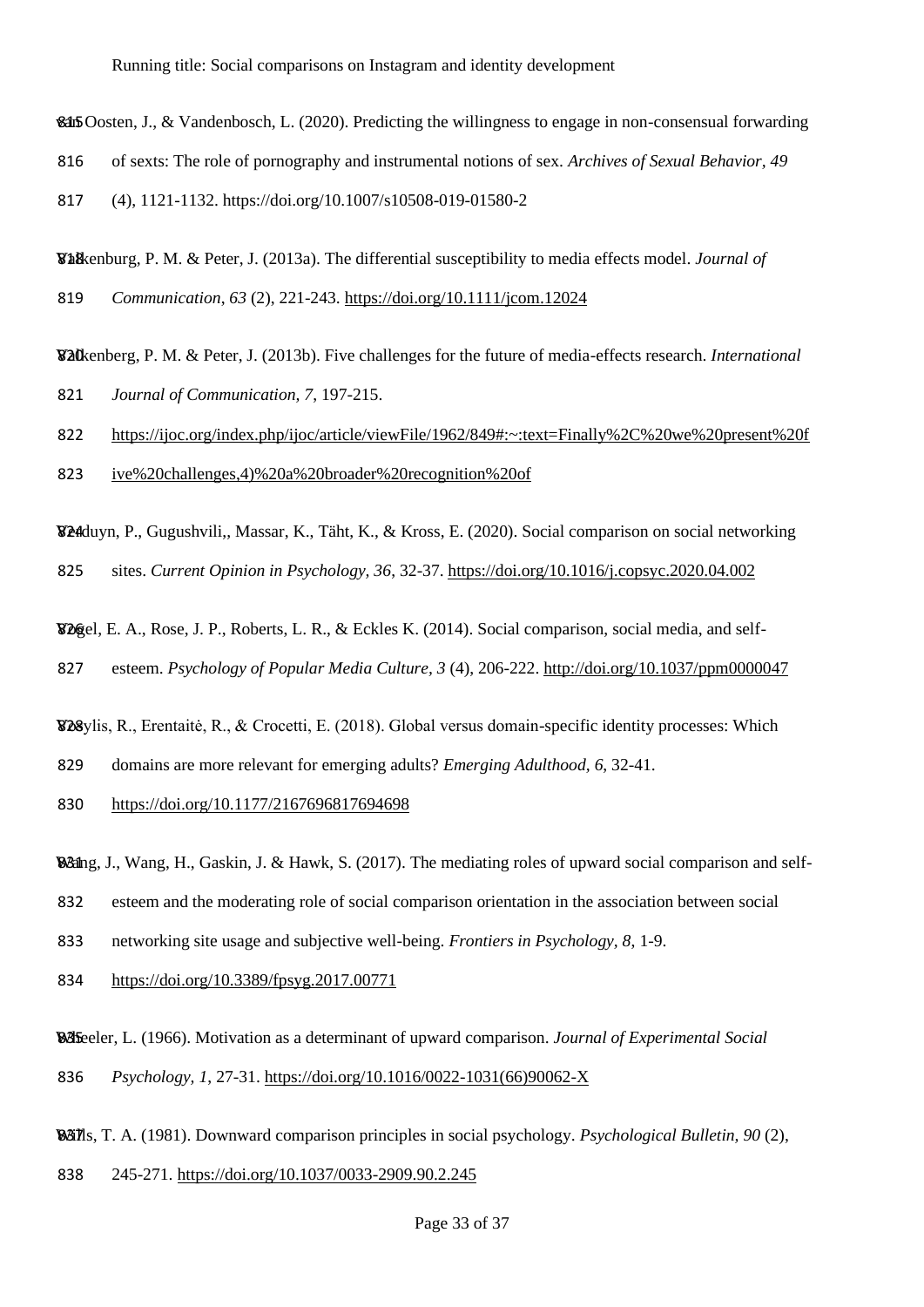Van Oosten, J., & Vandenbosch, L. (2020). Predicting the willingness to engage in non-consensual forwarding of sexts: The role of pornography and instrumental notions of sex. *Archives of Sexual Behavior, 49* (4), 1121-1132. https://doi.org/10.1007/s10508-019-01580-2

Valkenburg, P. M. & Peter, J. (2013a). The differential susceptibility to media effects model. *Journal of Communication*, *63* (2), 221-243. https://doi.org/10.1111/jcom.12024

Valkenberg, P. M. & Peter, J. (2013b). Five challenges for the future of media-effects research. *International Journal of Communication, 7*, 197-215. https://ijoc.org/index.php/ijoc/article/viewFile/1962/849#:~:text=Finally%2C%20we%20present%20five%20challenges,4)%20a%20broader%20recognition%20of

Verduyn, P., Gugushvili,, Massar, K., Täht, K., & Kross, E. (2020). Social comparison on social networking sites. *Current Opinion in Psychology, 36*, 32-37. https://doi.org/10.1016/j.copsyc.2020.04.002

Vogel, E. A., Rose, J. P., Roberts, L. R., & Eckles K. (2014). Social comparison, social media, and self-esteem. *Psychology of Popular Media Culture, 3* (4), 206-222. http://doi.org/10.1037/ppm0000047

Vosylis, R., Erentaitė, R., & Crocetti, E. (2018). Global versus domain-specific identity processes: Which domains are more relevant for emerging adults? *Emerging Adulthood, 6*, 32-41. https://doi.org/10.1177/2167696817694698

Wang, J., Wang, H., Gaskin, J. & Hawk, S. (2017). The mediating roles of upward social comparison and self-esteem and the moderating role of social comparison orientation in the association between social networking site usage and subjective well-being. *Frontiers in Psychology, 8*, 1-9. https://doi.org/10.3389/fpsyg.2017.00771

Wheeler, L. (1966). Motivation as a determinant of upward comparison. *Journal of Experimental Social Psychology, 1*, 27-31. https://doi.org/10.1016/0022-1031(66)90062-X

Wills, T. A. (1981). Downward comparison principles in social psychology. *Psychological Bulletin, 90* (2), 245-271. https://doi.org/10.1037/0033-2909.90.2.245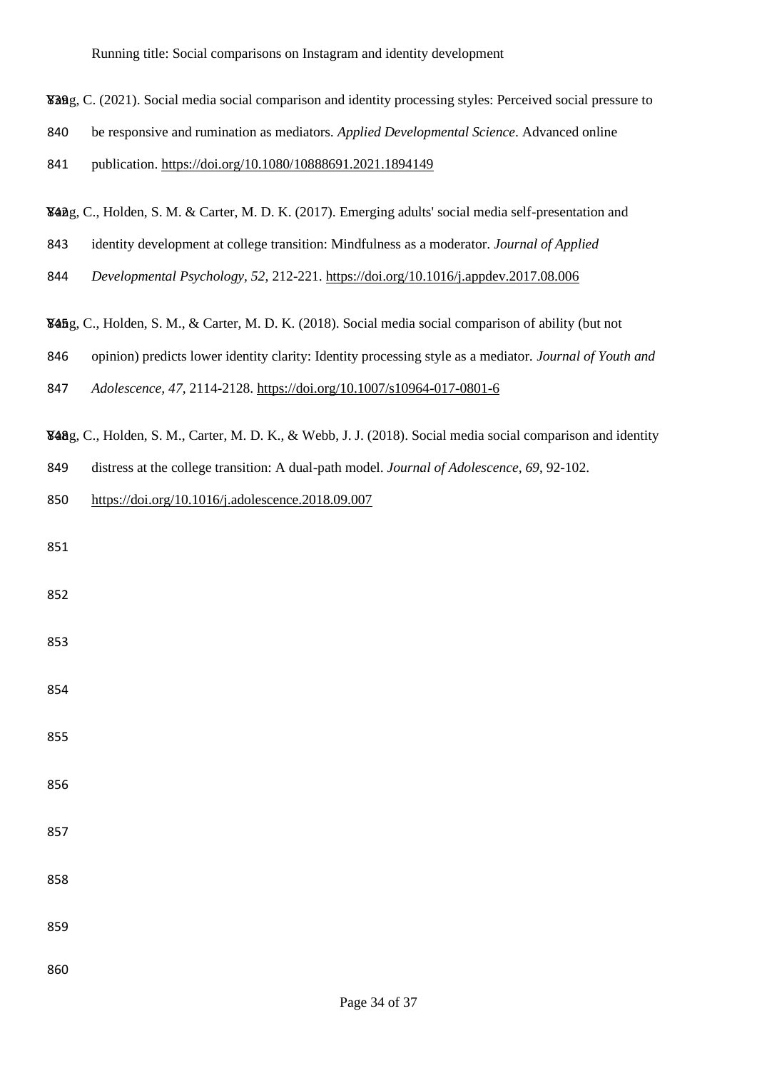Yang, C. (2021). Social media social comparison and identity processing styles: Perceived social pressure to be responsive and rumination as mediators. *Applied Developmental Science*. Advanced online publication. https://doi.org/10.1080/10888691.2021.1894149

Yang, C., Holden, S. M. & Carter, M. D. K. (2017). Emerging adults' social media self-presentation and identity development at college transition: Mindfulness as a moderator. *Journal of Applied Developmental Psychology, 52*, 212-221. https://doi.org/10.1016/j.appdev.2017.08.006

Yang, C., Holden, S. M., & Carter, M. D. K. (2018). Social media social comparison of ability (but not opinion) predicts lower identity clarity: Identity processing style as a mediator. *Journal of Youth and Adolescence, 47*, 2114-2128. https://doi.org/10.1007/s10964-017-0801-6

Yang, C., Holden, S. M., Carter, M. D. K., & Webb, J. J. (2018). Social media social comparison and identity distress at the college transition: A dual-path model. *Journal of Adolescence, 69*, 92-102. https://doi.org/10.1016/j.adolescence.2018.09.007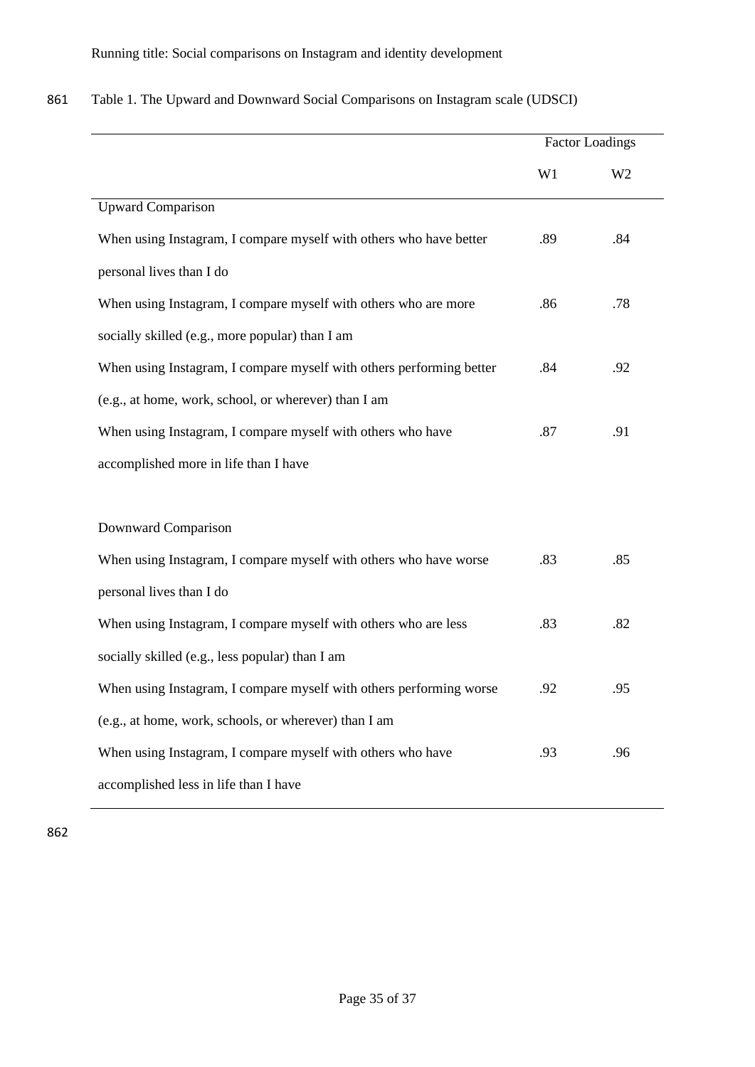Table 1. The Upward and Downward Social Comparisons on Instagram scale (UDSCI)

| | Factor Loadings | |
|---|---|---|
| | W1 | W2 |
| **Upward Comparison** | | |
| When using Instagram, I compare myself with others who have better personal lives than I do | .89 | .84 |
| When using Instagram, I compare myself with others who are more socially skilled (e.g., more popular) than I am | .86 | .78 |
| When using Instagram, I compare myself with others performing better (e.g., at home, work, school, or wherever) than I am | .84 | .92 |
| When using Instagram, I compare myself with others who have accomplished more in life than I have | .87 | .91 |
| **Downward Comparison** | | |
| When using Instagram, I compare myself with others who have worse personal lives than I do | .83 | .85 |
| When using Instagram, I compare myself with others who are less socially skilled (e.g., less popular) than I am | .83 | .82 |
| When using Instagram, I compare myself with others performing worse (e.g., at home, work, schools, or wherever) than I am | .92 | .95 |
| When using Instagram, I compare myself with others who have accomplished less in life than I have | .93 | .96 |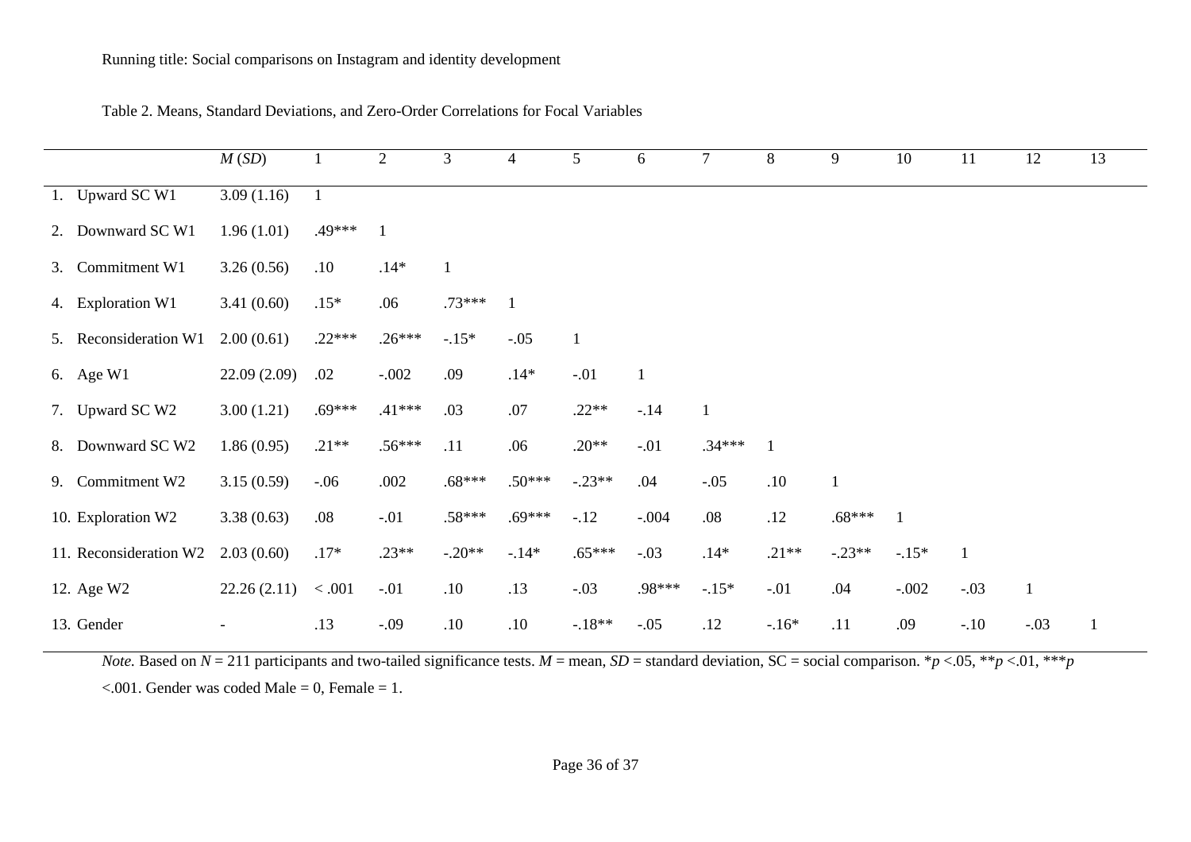Table 2. Means, Standard Deviations, and Zero-Order Correlations for Focal Variables

| | *M* (*SD*) | 1 | 2 | 3 | 4 | 5 | 6 | 7 | 8 | 9 | 10 | 11 | 12 | 13 |
|---|---|---|---|---|---|---|---|---|---|---|---|---|---|---|
| 1. Upward SC W1 | 3.09 (1.16) | 1 | | | | | | | | | | | | |
| 2. Downward SC W1 | 1.96 (1.01) | .49*** | 1 | | | | | | | | | | | |
| 3. Commitment W1 | 3.26 (0.56) | .10 | .14* | 1 | | | | | | | | | | |
| 4. Exploration W1 | 3.41 (0.60) | .15* | .06 | .73*** | 1 | | | | | | | | | |
| 5. Reconsideration W1 | 2.00 (0.61) | .22*** | .26*** | -.15* | -.05 | 1 | | | | | | | | |
| 6. Age W1 | 22.09 (2.09) | .02 | -.002 | .09 | .14* | -.01 | 1 | | | | | | | |
| 7. Upward SC W2 | 3.00 (1.21) | .69*** | .41*** | .03 | .07 | .22** | -.14 | 1 | | | | | | |
| 8. Downward SC W2 | 1.86 (0.95) | .21** | .56*** | .11 | .06 | .20** | -.01 | .34*** | 1 | | | | | |
| 9. Commitment W2 | 3.15 (0.59) | -.06 | .002 | .68*** | .50*** | -.23** | .04 | -.05 | .10 | 1 | | | | |
| 10. Exploration W2 | 3.38 (0.63) | .08 | -.01 | .58*** | .69*** | -.12 | -.004 | .08 | .12 | .68*** | 1 | | | |
| 11. Reconsideration W2 | 2.03 (0.60) | .17* | .23** | -.20** | -.14* | .65*** | -.03 | .14* | .21** | -.23** | -.15* | 1 | | |
| 12. Age W2 | 22.26 (2.11) | < .001 | -.01 | .10 | .13 | -.03 | .98*** | -.15* | -.01 | .04 | -.002 | -.03 | 1 | |
| 13. Gender | - | .13 | -.09 | .10 | .10 | -.18** | -.05 | .12 | -.16* | .11 | .09 | -.10 | -.03 | 1 |

*Note.* Based on $N = 211$ participants and two-tailed significance tests. $M$ = mean, $SD$ = standard deviation, SC = social comparison. *$p < .05$, **$p < .01$, ***$p < .001$. Gender was coded Male = 0, Female = 1.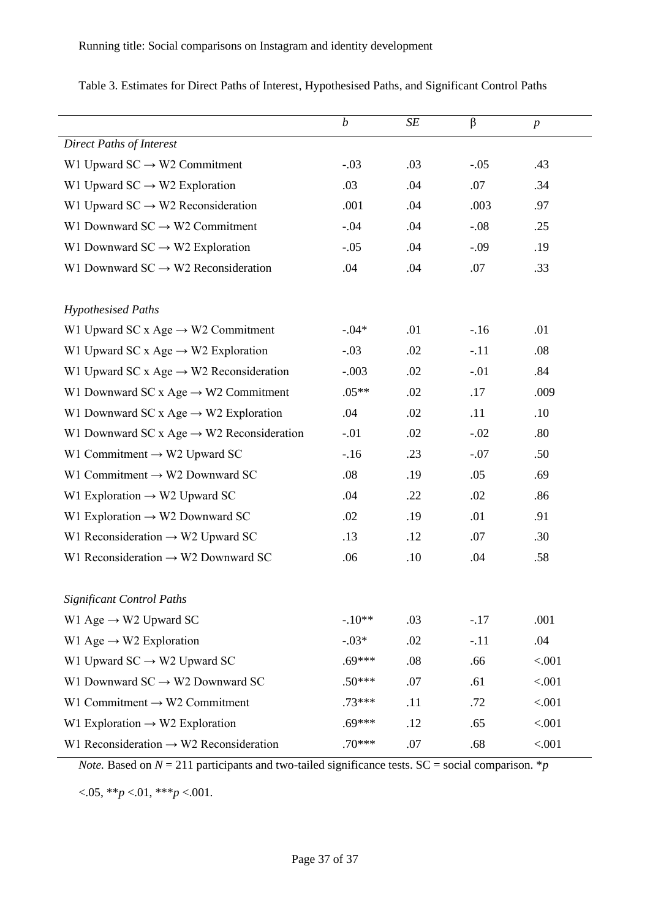Table 3. Estimates for Direct Paths of Interest, Hypothesised Paths, and Significant Control Paths

| | *b* | *SE* | β | *p* |
|---|---|---|---|---|
| *Direct Paths of Interest* | | | | |
| W1 Upward SC → W2 Commitment | -.03 | .03 | -.05 | .43 |
| W1 Upward SC → W2 Exploration | .03 | .04 | .07 | .34 |
| W1 Upward SC → W2 Reconsideration | .001 | .04 | .003 | .97 |
| W1 Downward SC → W2 Commitment | -.04 | .04 | -.08 | .25 |
| W1 Downward SC → W2 Exploration | -.05 | .04 | -.09 | .19 |
| W1 Downward SC → W2 Reconsideration | .04 | .04 | .07 | .33 |
| *Hypothesised Paths* | | | | |
| W1 Upward SC x Age → W2 Commitment | -.04* | .01 | -.16 | .01 |
| W1 Upward SC x Age → W2 Exploration | -.03 | .02 | -.11 | .08 |
| W1 Upward SC x Age → W2 Reconsideration | -.003 | .02 | -.01 | .84 |
| W1 Downward SC x Age → W2 Commitment | .05** | .02 | .17 | .009 |
| W1 Downward SC x Age → W2 Exploration | .04 | .02 | .11 | .10 |
| W1 Downward SC x Age → W2 Reconsideration | -.01 | .02 | -.02 | .80 |
| W1 Commitment → W2 Upward SC | -.16 | .23 | -.07 | .50 |
| W1 Commitment → W2 Downward SC | .08 | .19 | .05 | .69 |
| W1 Exploration → W2 Upward SC | .04 | .22 | .02 | .86 |
| W1 Exploration → W2 Downward SC | .02 | .19 | .01 | .91 |
| W1 Reconsideration → W2 Upward SC | .13 | .12 | .07 | .30 |
| W1 Reconsideration → W2 Downward SC | .06 | .10 | .04 | .58 |
| *Significant Control Paths* | | | | |
| W1 Age → W2 Upward SC | -.10** | .03 | -.17 | .001 |
| W1 Age → W2 Exploration | -.03* | .02 | -.11 | .04 |
| W1 Upward SC → W2 Upward SC | .69*** | .08 | .66 | <.001 |
| W1 Downward SC → W2 Downward SC | .50*** | .07 | .61 | <.001 |
| W1 Commitment → W2 Commitment | .73*** | .11 | .72 | <.001 |
| W1 Exploration → W2 Exploration | .69*** | .12 | .65 | <.001 |
| W1 Reconsideration → W2 Reconsideration | .70*** | .07 | .68 | <.001 |

*Note.* Based on $N$ = 211 participants and two-tailed significance tests. SC = social comparison. \*$p$ <.05, \*\*$p$ <.01, \*\*\*$p$ <.001.